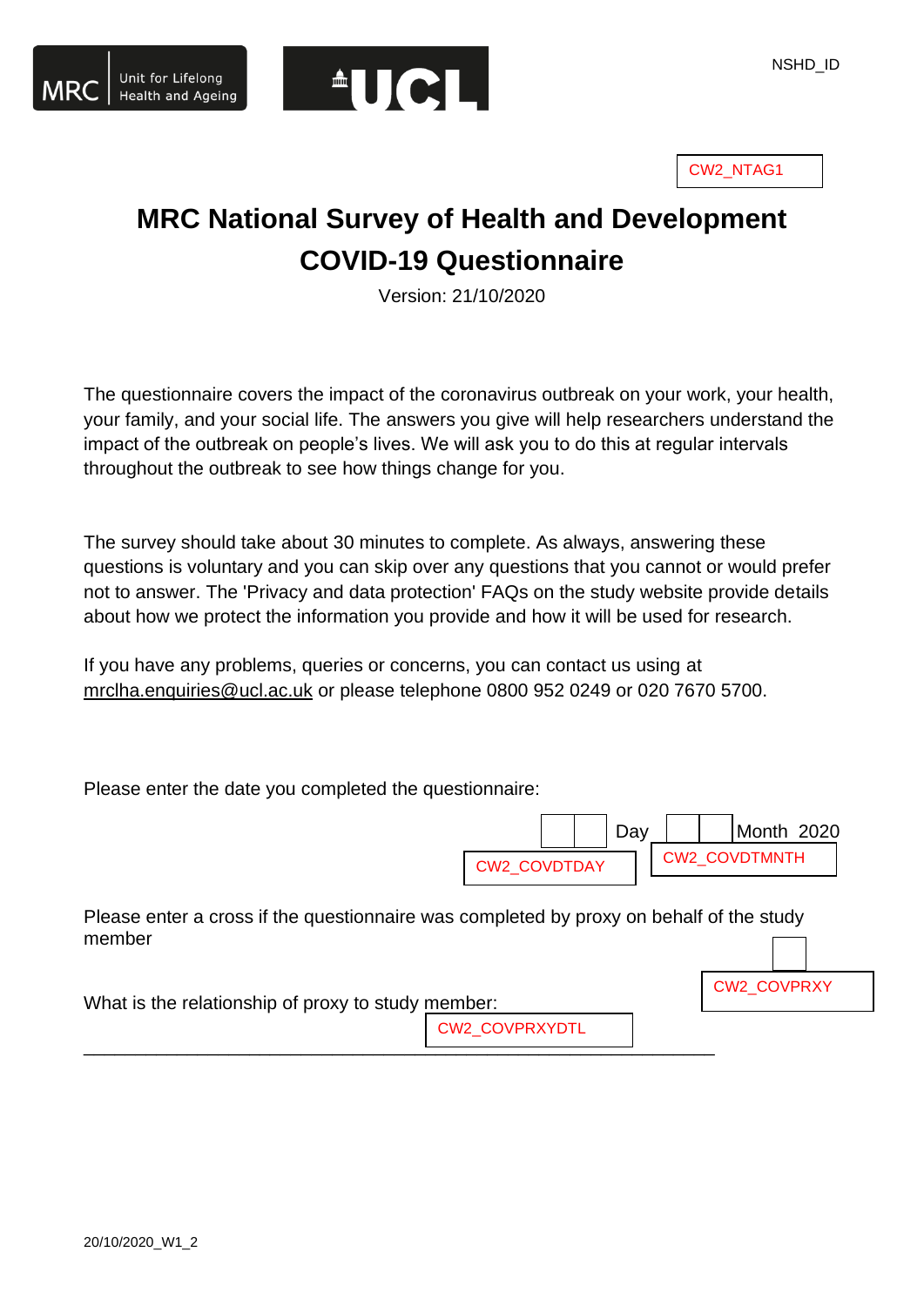NSHD_ID

CW2_NTAG1

# MRC National Survey of Health and Development
# COVID-19 Questionnaire

Version: 21/10/2020

The questionnaire covers the impact of the coronavirus outbreak on your work, your health, your family, and your social life. The answers you give will help researchers understand the impact of the outbreak on people's lives. We will ask you to do this at regular intervals throughout the outbreak to see how things change for you.

The survey should take about 30 minutes to complete. As always, answering these questions is voluntary and you can skip over any questions that you cannot or would prefer not to answer. The 'Privacy and data protection' FAQs on the study website provide details about how we protect the information you provide and how it will be used for research.

If you have any problems, queries or concerns, you can contact us using at mrclha.enquiries@ucl.ac.uk or please telephone 0800 952 0249 or 020 7670 5700.

Please enter the date you completed the questionnaire:

☐☐ Day ☐☐ Month 2020

CW2_COVDTDAY CW2_COVDTMNTH

Please enter a cross if the questionnaire was completed by proxy on behalf of the study member ☐

CW2_COVPRXY

What is the relationship of proxy to study member: ______________________________

CW2_COVPRXYDTL

20/10/2020_W1_2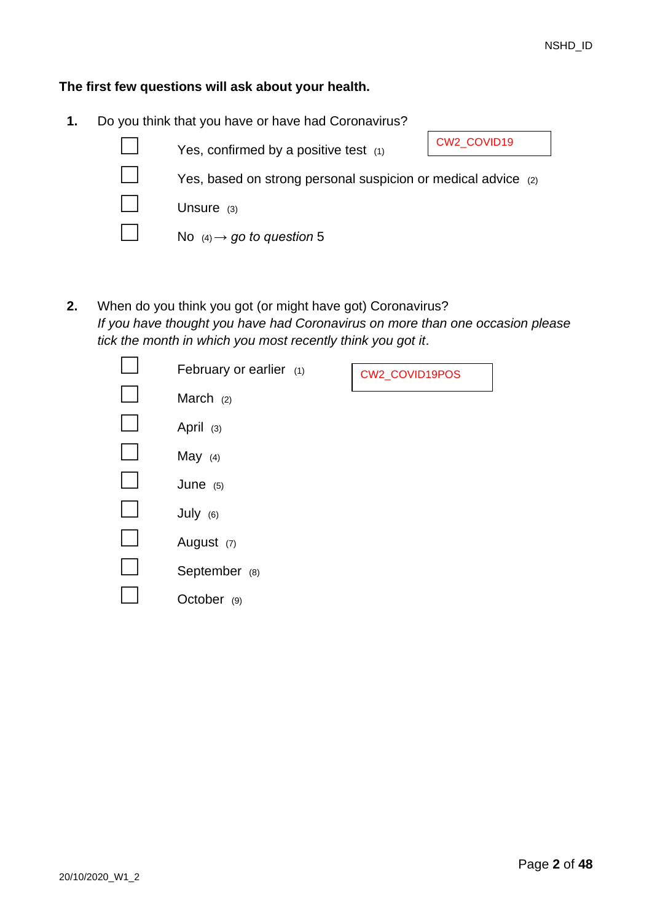**The first few questions will ask about your health.**

**1.** Do you think that you have or have had Coronavirus?

CW2_COVID19

- ☐ Yes, confirmed by a positive test (1)
- ☐ Yes, based on strong personal suspicion or medical advice (2)
- ☐ Unsure (3)
- ☐ No (4) → *go to question* 5

**2.** When do you think you got (or might have got) Coronavirus?
*If you have thought you have had Coronavirus on more than one occasion please tick the month in which you most recently think you got it*.

CW2_COVID19POS

- ☐ February or earlier (1)
- ☐ March (2)
- ☐ April (3)
- ☐ May (4)
- ☐ June (5)
- ☐ July (6)
- ☐ August (7)
- ☐ September (8)
- ☐ October (9)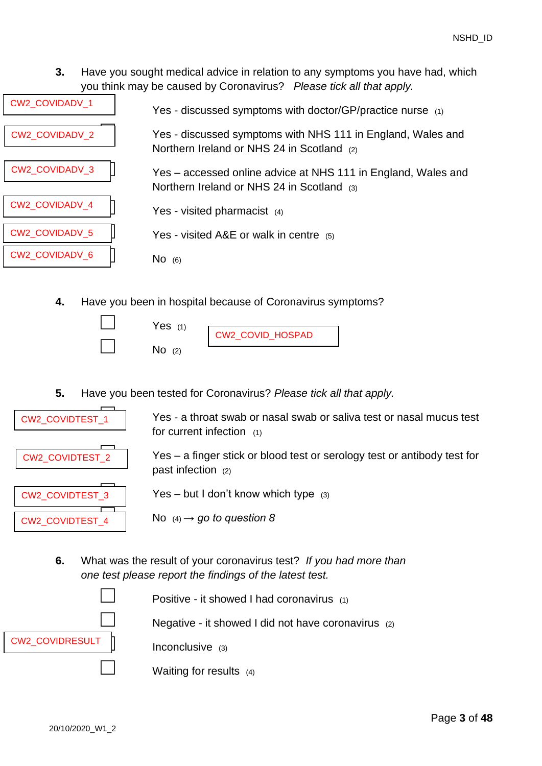**3.** Have you sought medical advice in relation to any symptoms you have had, which you think may be caused by Coronavirus? *Please tick all that apply.*

| Variable | Response |
|---|---|
| CW2_COVIDADV_1 | Yes - discussed symptoms with doctor/GP/practice nurse (1) |
| CW2_COVIDADV_2 | Yes - discussed symptoms with NHS 111 in England, Wales and Northern Ireland or NHS 24 in Scotland (2) |
| CW2_COVIDADV_3 | Yes – accessed online advice at NHS 111 in England, Wales and Northern Ireland or NHS 24 in Scotland (3) |
| CW2_COVIDADV_4 | Yes - visited pharmacist (4) |
| CW2_COVIDADV_5 | Yes - visited A&E or walk in centre (5) |
| CW2_COVIDADV_6 | No (6) |

**4.** Have you been in hospital because of Coronavirus symptoms?

CW2_COVID_HOSPAD

- ☐ Yes (1)
- ☐ No (2)

**5.** Have you been tested for Coronavirus? *Please tick all that apply.*

| Variable | Response |
|---|---|
| CW2_COVIDTEST_1 | Yes - a throat swab or nasal swab or saliva test or nasal mucus test for current infection (1) |
| CW2_COVIDTEST_2 | Yes – a finger stick or blood test or serology test or antibody test for past infection (2) |
| CW2_COVIDTEST_3 | Yes – but I don't know which type (3) |
| CW2_COVIDTEST_4 | No (4) → *go to question 8* |

**6.** What was the result of your coronavirus test? *If you had more than one test please report the findings of the latest test.*

CW2_COVIDRESULT

- ☐ Positive - it showed I had coronavirus (1)
- ☐ Negative - it showed I did not have coronavirus (2)
- ☐ Inconclusive (3)
- ☐ Waiting for results (4)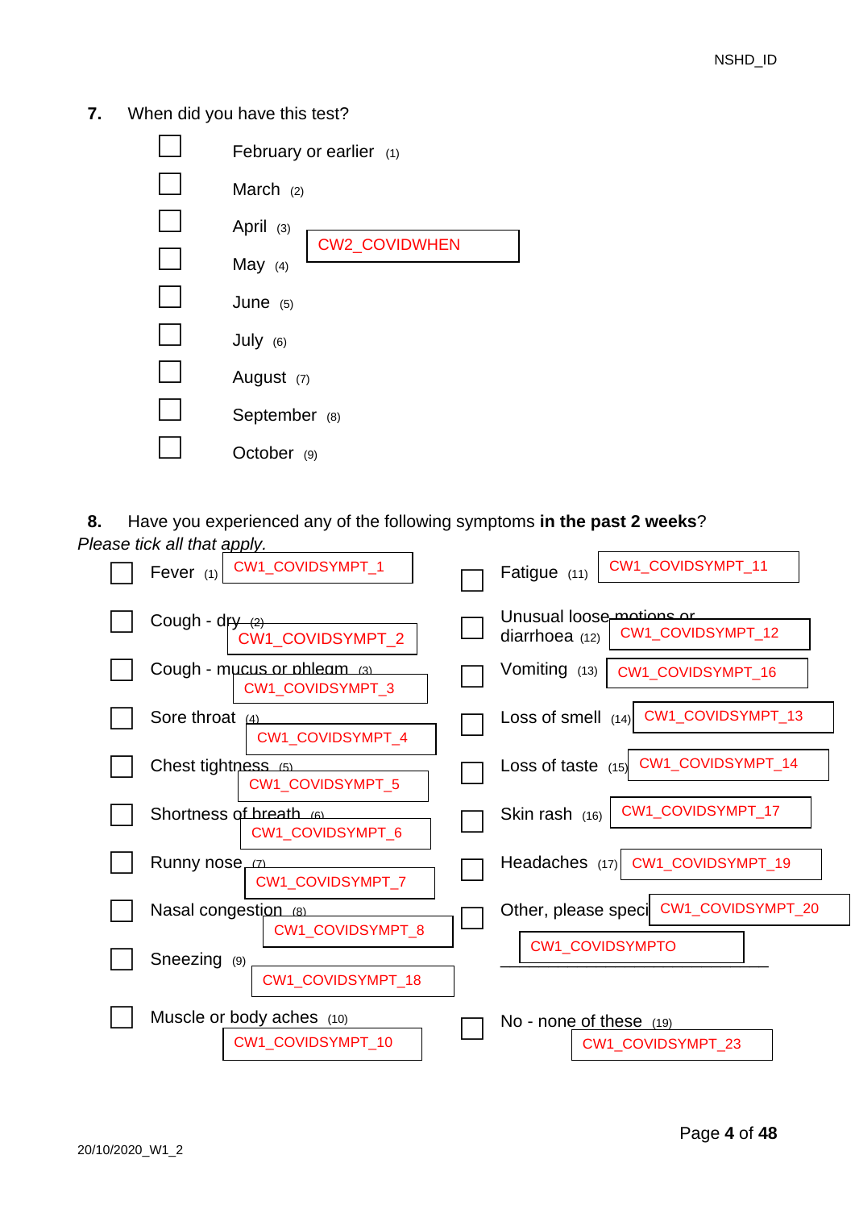NSHD_ID

**7.** When did you have this test?

CW2_COVIDWHEN

- ☐ February or earlier (1)
- ☐ March (2)
- ☐ April (3)
- ☐ May (4)
- ☐ June (5)
- ☐ July (6)
- ☐ August (7)
- ☐ September (8)
- ☐ October (9)

**8.** Have you experienced any of the following symptoms **in the past 2 weeks**?
*Please tick all that apply.*

- ☐ Fever (1) CW1_COVIDSYMPT_1
- ☐ Cough - dry (2) CW1_COVIDSYMPT_2
- ☐ Cough - mucus or phlegm (3) CW1_COVIDSYMPT_3
- ☐ Sore throat (4) CW1_COVIDSYMPT_4
- ☐ Chest tightness (5) CW1_COVIDSYMPT_5
- ☐ Shortness of breath (6) CW1_COVIDSYMPT_6
- ☐ Runny nose (7) CW1_COVIDSYMPT_7
- ☐ Nasal congestion (8) CW1_COVIDSYMPT_8
- ☐ Sneezing (9) CW1_COVIDSYMPT_18
- ☐ Muscle or body aches (10) CW1_COVIDSYMPT_10
- ☐ Fatigue (11) CW1_COVIDSYMPT_11
- ☐ Unusual loose motions or diarrhoea (12) CW1_COVIDSYMPT_12
- ☐ Vomiting (13) CW1_COVIDSYMPT_16
- ☐ Loss of smell (14) CW1_COVIDSYMPT_13
- ☐ Loss of taste (15) CW1_COVIDSYMPT_14
- ☐ Skin rash (16) CW1_COVIDSYMPT_17
- ☐ Headaches (17) CW1_COVIDSYMPT_19
- ☐ Other, please specify CW1_COVIDSYMPT_20
  CW1_COVIDSYMPTO ______________________
- ☐ No - none of these (19) CW1_COVIDSYMPT_23

20/10/2020_W1_2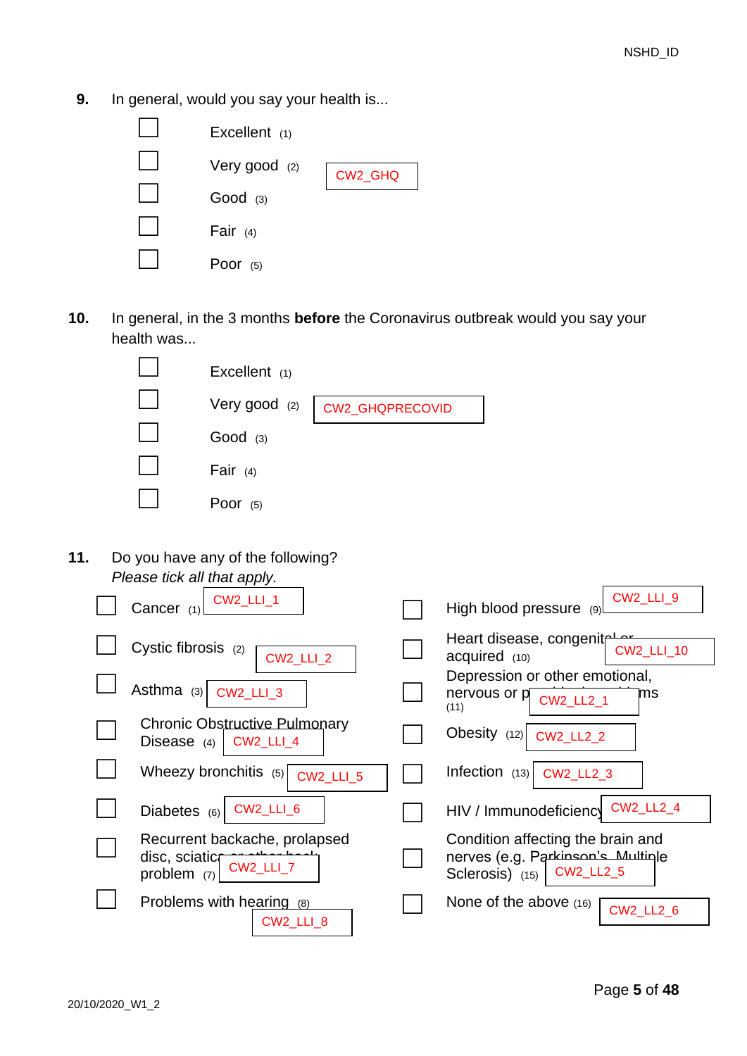NSHD_ID

**9.** In general, would you say your health is...

- ☐ Excellent (1)
- ☐ Very good (2)
- ☐ Good (3)
- ☐ Fair (4)
- ☐ Poor (5)

CW2_GHQ

**10.** In general, in the 3 months **before** the Coronavirus outbreak would you say your health was...

- ☐ Excellent (1)
- ☐ Very good (2)
- ☐ Good (3)
- ☐ Fair (4)
- ☐ Poor (5)

CW2_GHQPRECOVID

**11.** Do you have any of the following?
*Please tick all that apply.*

- ☐ Cancer (1) CW2_LLI_1
- ☐ Cystic fibrosis (2) CW2_LLI_2
- ☐ Asthma (3) CW2_LLI_3
- ☐ Chronic Obstructive Pulmonary Disease (4) CW2_LLI_4
- ☐ Wheezy bronchitis (5) CW2_LLI_5
- ☐ Diabetes (6) CW2_LLI_6
- ☐ Recurrent backache, prolapsed disc, sciatica or other back problem (7) CW2_LLI_7
- ☐ Problems with hearing (8) CW2_LLI_8
- ☐ High blood pressure (9) CW2_LLI_9
- ☐ Heart disease, congenital or acquired (10) CW2_LLI_10
- ☐ Depression or other emotional, nervous or psychiatric problems (11) CW2_LL2_1
- ☐ Obesity (12) CW2_LL2_2
- ☐ Infection (13) CW2_LL2_3
- ☐ HIV / Immunodeficiency CW2_LL2_4
- ☐ Condition affecting the brain and nerves (e.g. Parkinson's, Multiple Sclerosis) (15) CW2_LL2_5
- ☐ None of the above (16) CW2_LL2_6

20/10/2020_W1_2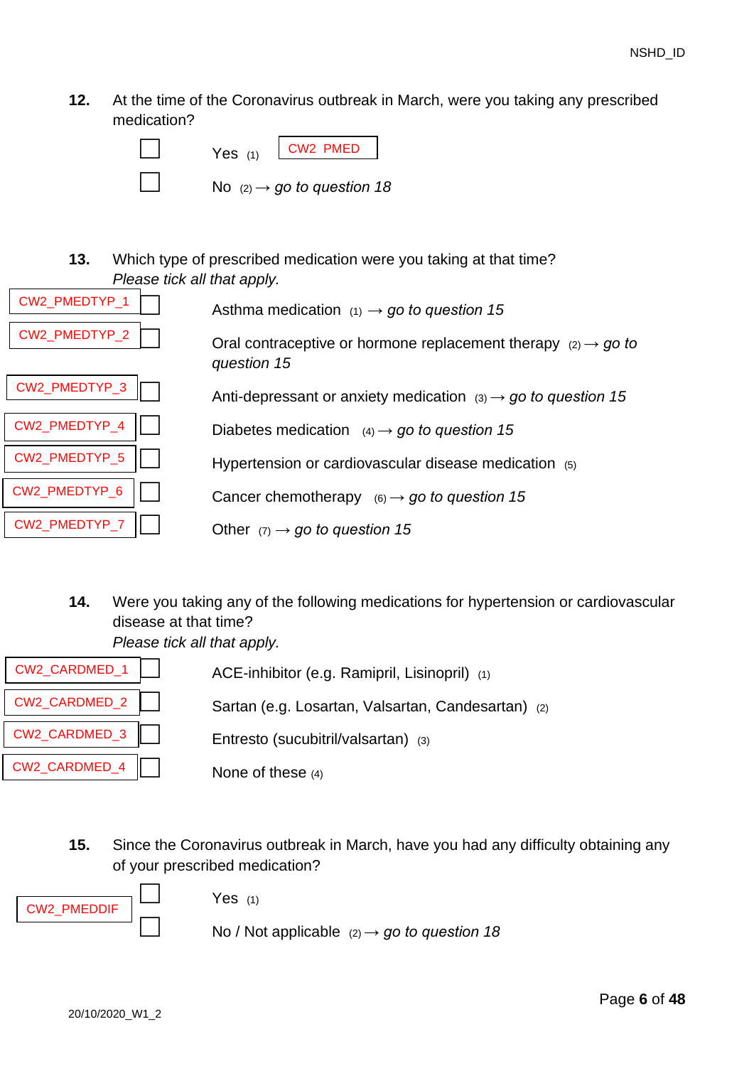NSHD_ID

**12.** At the time of the Coronavirus outbreak in March, were you taking any prescribed medication?

CW2 PMED

- ☐ Yes (1)
- ☐ No (2) → *go to question 18*

**13.** Which type of prescribed medication were you taking at that time?
*Please tick all that apply.*

- CW2_PMEDTYP_1 ☐ Asthma medication (1) → *go to question 15*
- CW2_PMEDTYP_2 ☐ Oral contraceptive or hormone replacement therapy (2) → *go to question 15*
- CW2_PMEDTYP_3 ☐ Anti-depressant or anxiety medication (3) → *go to question 15*
- CW2_PMEDTYP_4 ☐ Diabetes medication (4) → *go to question 15*
- CW2_PMEDTYP_5 ☐ Hypertension or cardiovascular disease medication (5)
- CW2_PMEDTYP_6 ☐ Cancer chemotherapy (6) → *go to question 15*
- CW2_PMEDTYP_7 ☐ Other (7) → *go to question 15*

**14.** Were you taking any of the following medications for hypertension or cardiovascular disease at that time?
*Please tick all that apply.*

- CW2_CARDMED_1 ☐ ACE-inhibitor (e.g. Ramipril, Lisinopril) (1)
- CW2_CARDMED_2 ☐ Sartan (e.g. Losartan, Valsartan, Candesartan) (2)
- CW2_CARDMED_3 ☐ Entresto (sucubitril/valsartan) (3)
- CW2_CARDMED_4 ☐ None of these (4)

**15.** Since the Coronavirus outbreak in March, have you had any difficulty obtaining any of your prescribed medication?

CW2_PMEDDIF

- ☐ Yes (1)
- ☐ No / Not applicable (2) → *go to question 18*

20/10/2020_W1_2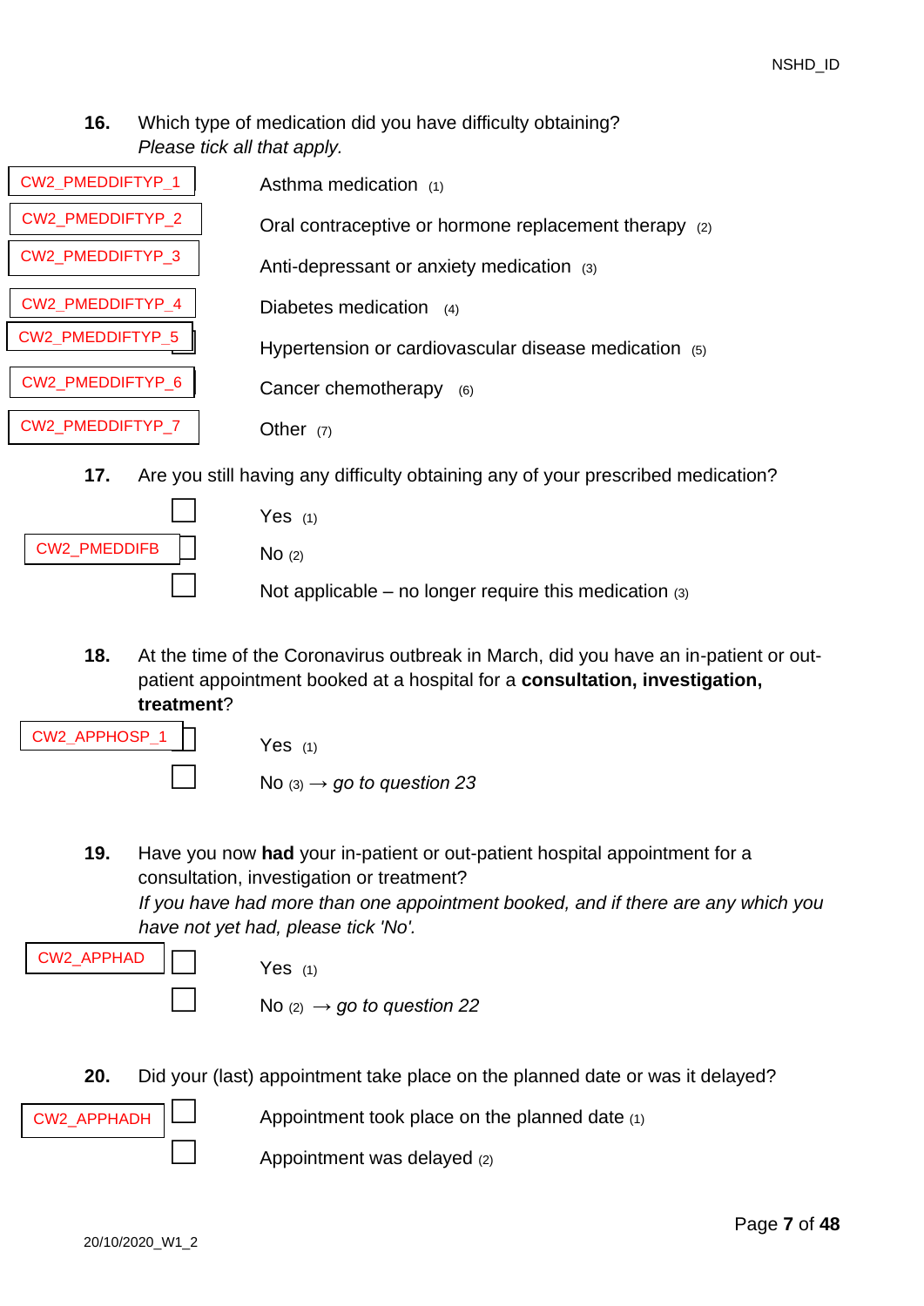**16.** Which type of medication did you have difficulty obtaining?
*Please tick all that apply.*

CW2_PMEDDIFTYP_1 — Asthma medication (1)

CW2_PMEDDIFTYP_2 — Oral contraceptive or hormone replacement therapy (2)

CW2_PMEDDIFTYP_3 — Anti-depressant or anxiety medication (3)

CW2_PMEDDIFTYP_4 — Diabetes medication (4)

CW2_PMEDDIFTYP_5 — Hypertension or cardiovascular disease medication (5)

CW2_PMEDDIFTYP_6 — Cancer chemotherapy (6)

CW2_PMEDDIFTYP_7 — Other (7)

**17.** Are you still having any difficulty obtaining any of your prescribed medication?

CW2_PMEDDIFB

- ☐ Yes (1)
- ☐ No (2)
- ☐ Not applicable – no longer require this medication (3)

**18.** At the time of the Coronavirus outbreak in March, did you have an in-patient or out-patient appointment booked at a hospital for a **consultation, investigation, treatment**?

CW2_APPHOSP_1

- ☐ Yes (1)
- ☐ No (3) → *go to question 23*

**19.** Have you now **had** your in-patient or out-patient hospital appointment for a consultation, investigation or treatment?
*If you have had more than one appointment booked, and if there are any which you have not yet had, please tick 'No'.*

CW2_APPHAD

- ☐ Yes (1)
- ☐ No (2) → *go to question 22*

**20.** Did your (last) appointment take place on the planned date or was it delayed?

CW2_APPHADH

- ☐ Appointment took place on the planned date (1)
- ☐ Appointment was delayed (2)

20/10/2020_W1_2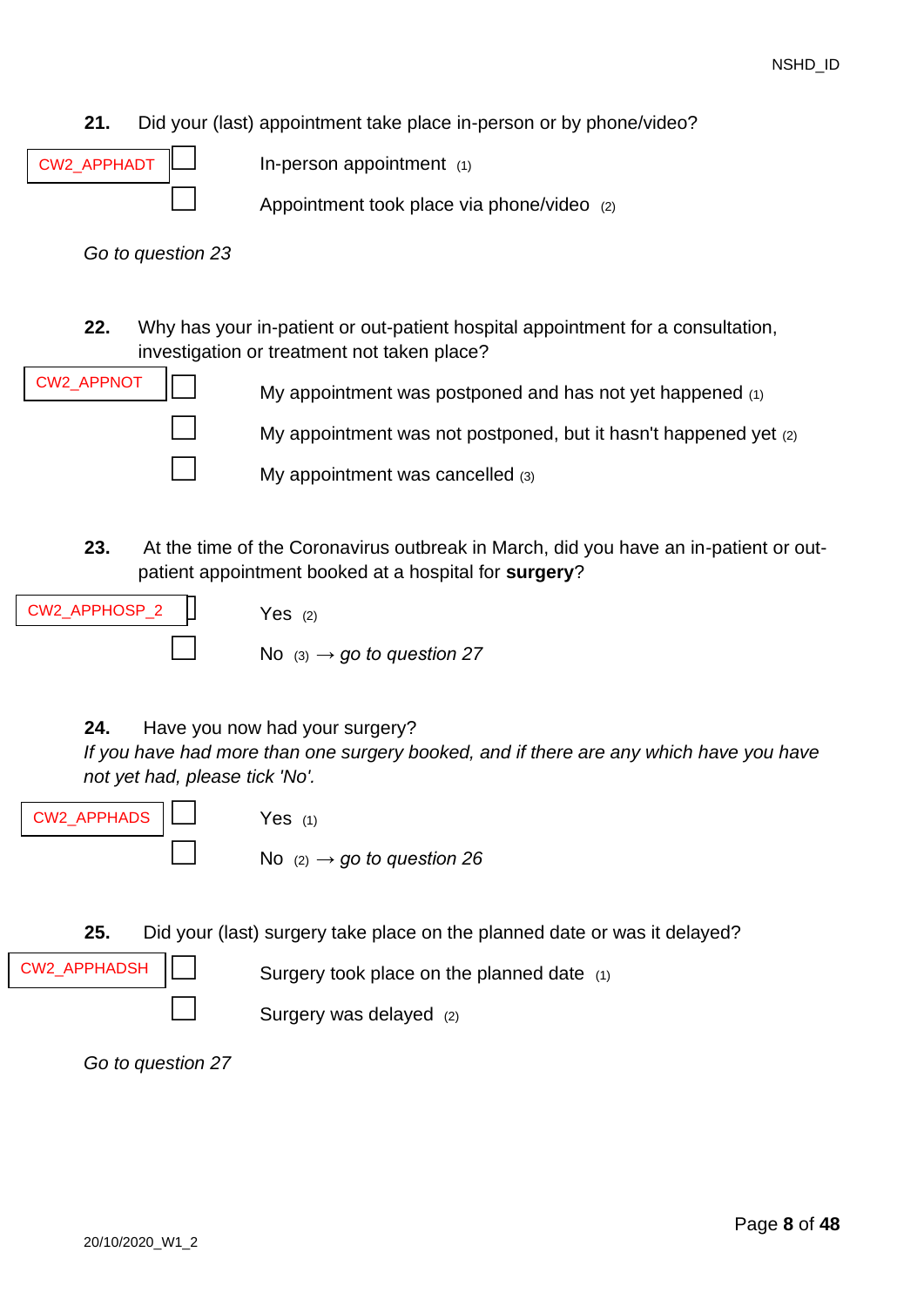**21.** Did your (last) appointment take place in-person or by phone/video?

CW2_APPHADT

- ☐ In-person appointment (1)
- ☐ Appointment took place via phone/video (2)

*Go to question 23*

**22.** Why has your in-patient or out-patient hospital appointment for a consultation, investigation or treatment not taken place?

CW2_APPNOT

- ☐ My appointment was postponed and has not yet happened (1)
- ☐ My appointment was not postponed, but it hasn't happened yet (2)
- ☐ My appointment was cancelled (3)

**23.** At the time of the Coronavirus outbreak in March, did you have an in-patient or out-patient appointment booked at a hospital for **surgery**?

CW2_APPHOSP_2

- ☐ Yes (2)
- ☐ No (3) → *go to question 27*

**24.** Have you now had your surgery?

*If you have had more than one surgery booked, and if there are any which have you have not yet had, please tick 'No'.*

CW2_APPHADS

- ☐ Yes (1)
- ☐ No (2) → *go to question 26*

**25.** Did your (last) surgery take place on the planned date or was it delayed?

CW2_APPHADSH

- ☐ Surgery took place on the planned date (1)
- ☐ Surgery was delayed (2)

*Go to question 27*

20/10/2020_W1_2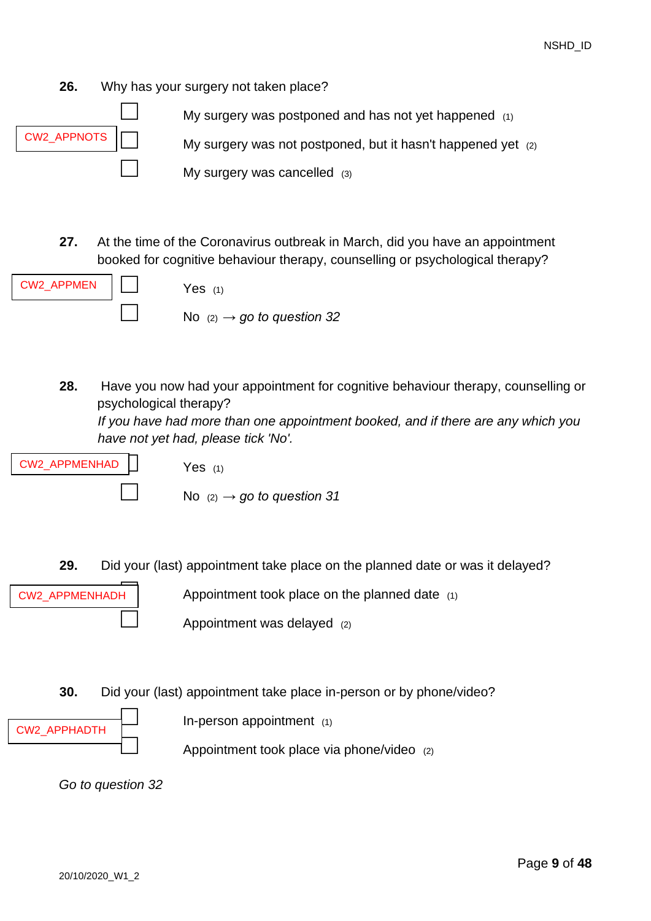**26.** Why has your surgery not taken place?

CW2_APPNOTS

- ☐ My surgery was postponed and has not yet happened (1)
- ☐ My surgery was not postponed, but it hasn't happened yet (2)
- ☐ My surgery was cancelled (3)

**27.** At the time of the Coronavirus outbreak in March, did you have an appointment booked for cognitive behaviour therapy, counselling or psychological therapy?

CW2_APPMEN

- ☐ Yes (1)
- ☐ No (2) → *go to question 32*

**28.** Have you now had your appointment for cognitive behaviour therapy, counselling or psychological therapy?
*If you have had more than one appointment booked, and if there are any which you have not yet had, please tick 'No'.*

CW2_APPMENHAD

- ☐ Yes (1)
- ☐ No (2) → *go to question 31*

**29.** Did your (last) appointment take place on the planned date or was it delayed?

CW2_APPMENHADH

- ☐ Appointment took place on the planned date (1)
- ☐ Appointment was delayed (2)

**30.** Did your (last) appointment take place in-person or by phone/video?

CW2_APPHADTH

- ☐ In-person appointment (1)
- ☐ Appointment took place via phone/video (2)

*Go to question 32*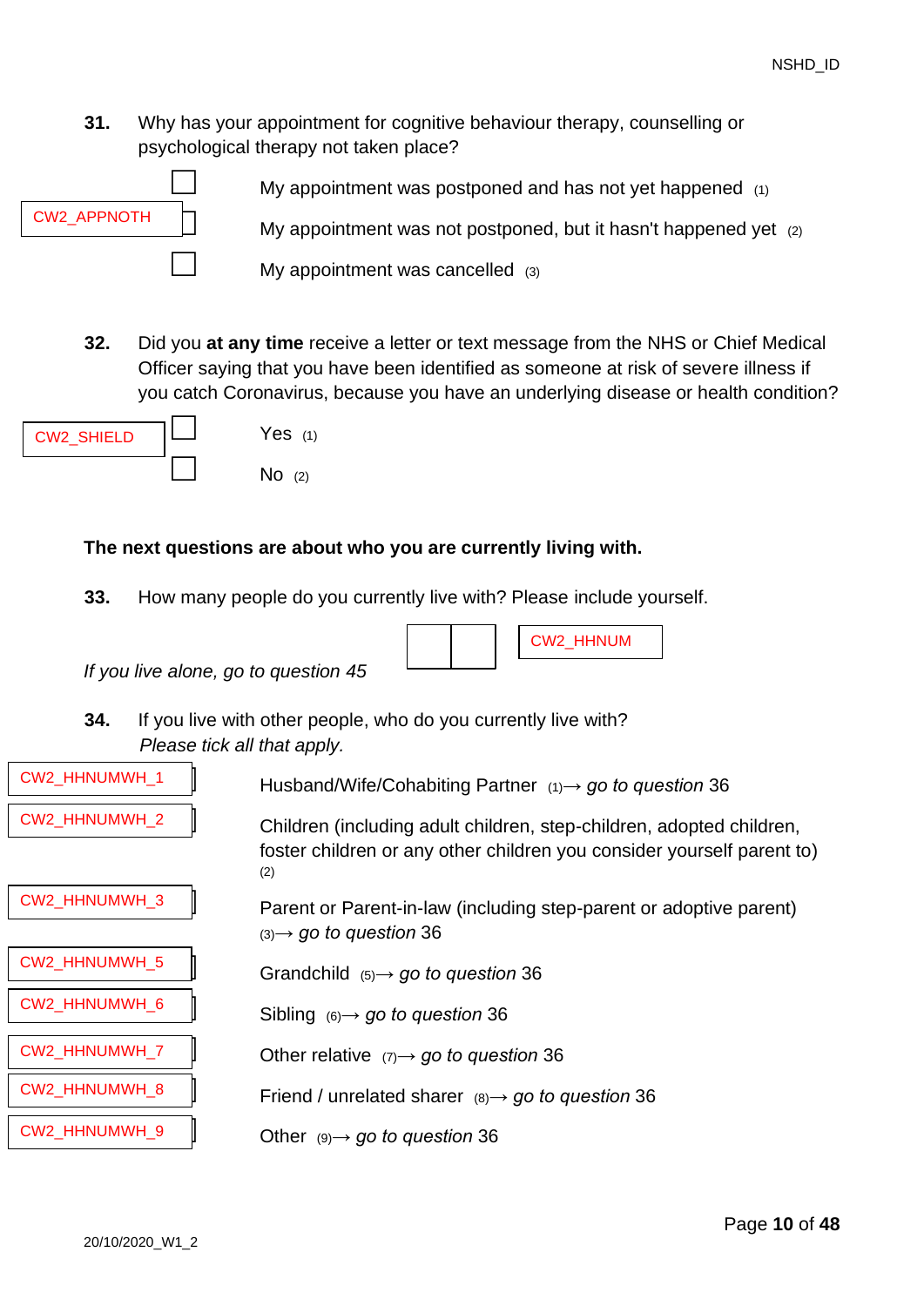**31.** Why has your appointment for cognitive behaviour therapy, counselling or psychological therapy not taken place?

CW2_APPNOTH

- ☐ My appointment was postponed and has not yet happened (1)
- ☐ My appointment was not postponed, but it hasn't happened yet (2)
- ☐ My appointment was cancelled (3)

**32.** Did you **at any time** receive a letter or text message from the NHS or Chief Medical Officer saying that you have been identified as someone at risk of severe illness if you catch Coronavirus, because you have an underlying disease or health condition?

CW2_SHIELD

- ☐ Yes (1)
- ☐ No (2)

**The next questions are about who you are currently living with.**

**33.** How many people do you currently live with? Please include yourself.

☐☐ CW2_HHNUM

*If you live alone, go to question 45*

**34.** If you live with other people, who do you currently live with?
*Please tick all that apply.*

- CW2_HHNUMWH_1 ☐ Husband/Wife/Cohabiting Partner (1)→ *go to question* 36
- CW2_HHNUMWH_2 ☐ Children (including adult children, step-children, adopted children, foster children or any other children you consider yourself parent to) (2)
- CW2_HHNUMWH_3 ☐ Parent or Parent-in-law (including step-parent or adoptive parent) (3)→ *go to question* 36
- CW2_HHNUMWH_5 ☐ Grandchild (5)→ *go to question* 36
- CW2_HHNUMWH_6 ☐ Sibling (6)→ *go to question* 36
- CW2_HHNUMWH_7 ☐ Other relative (7)→ *go to question* 36
- CW2_HHNUMWH_8 ☐ Friend / unrelated sharer (8)→ *go to question* 36
- CW2_HHNUMWH_9 ☐ Other (9)→ *go to question* 36

20/10/2020_W1_2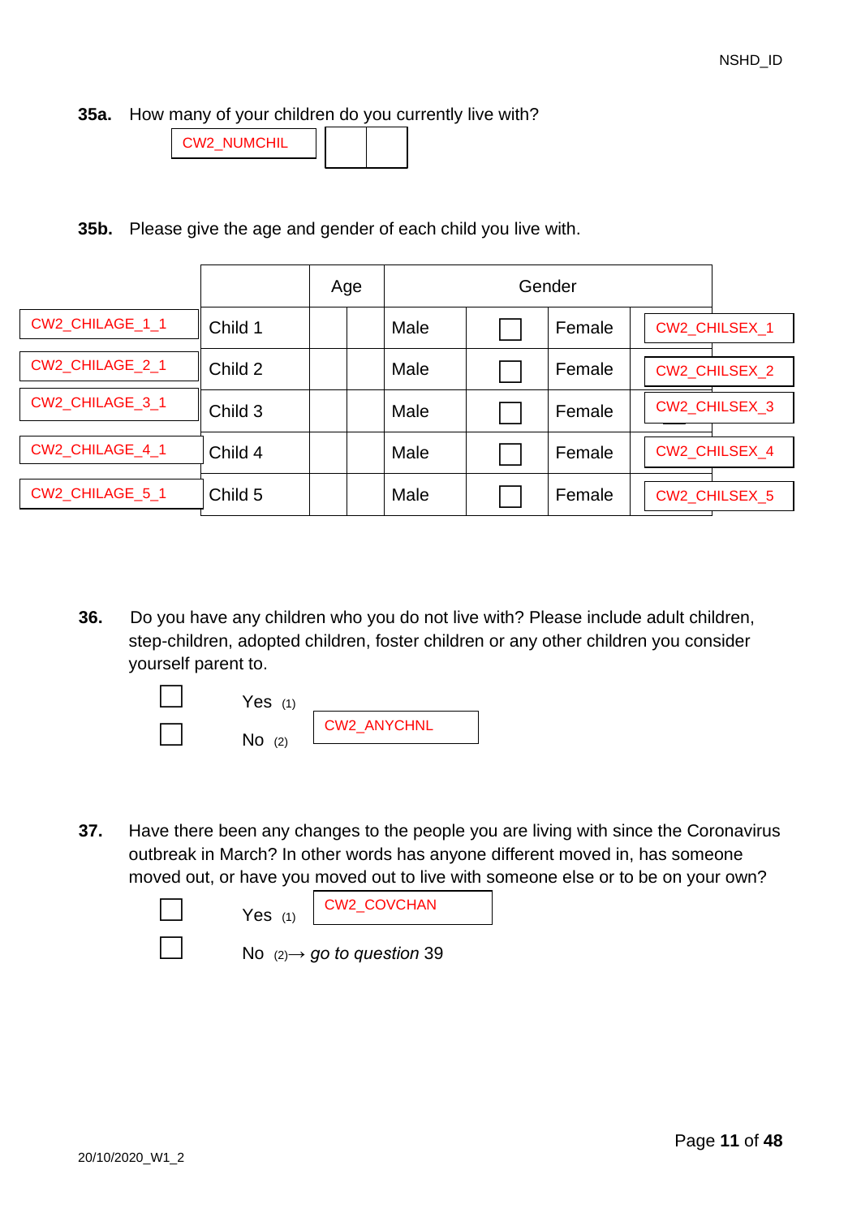NSHD_ID

**35a.** How many of your children do you currently live with?

CW2_NUMCHIL ☐☐

**35b.** Please give the age and gender of each child you live with.

| | | Age | | Gender | | | | |
|---|---|---|---|---|---|---|---|---|
| CW2_CHILAGE_1_1 | Child 1 | | | Male | ☐ | Female | ☐ | CW2_CHILSEX_1 |
| CW2_CHILAGE_2_1 | Child 2 | | | Male | ☐ | Female | ☐ | CW2_CHILSEX_2 |
| CW2_CHILAGE_3_1 | Child 3 | | | Male | ☐ | Female | ☐ | CW2_CHILSEX_3 |
| CW2_CHILAGE_4_1 | Child 4 | | | Male | ☐ | Female | ☐ | CW2_CHILSEX_4 |
| CW2_CHILAGE_5_1 | Child 5 | | | Male | ☐ | Female | ☐ | CW2_CHILSEX_5 |

**36.** Do you have any children who you do not live with? Please include adult children, step-children, adopted children, foster children or any other children you consider yourself parent to.

☐ Yes (1)

☐ No (2)

CW2_ANYCHNL

**37.** Have there been any changes to the people you are living with since the Coronavirus outbreak in March? In other words has anyone different moved in, has someone moved out, or have you moved out to live with someone else or to be on your own?

☐ Yes (1) CW2_COVCHAN

☐ No (2)→ *go to question* 39

20/10/2020_W1_2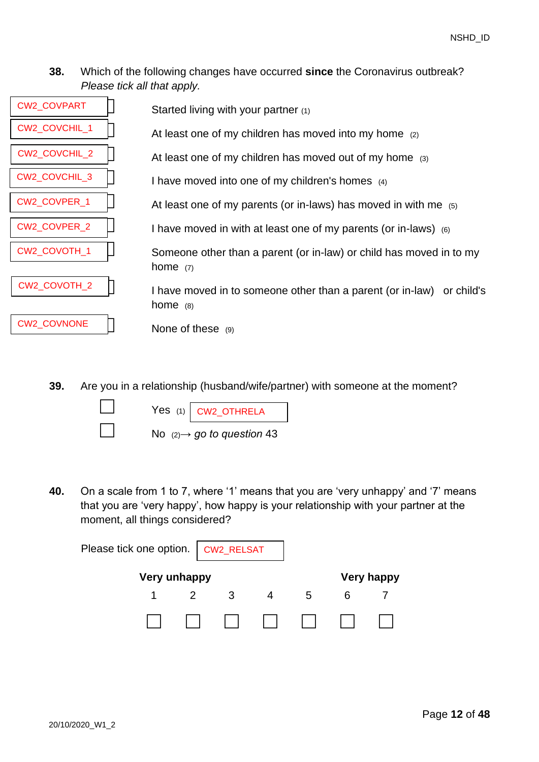NSHD_ID

**38.** Which of the following changes have occurred **since** the Coronavirus outbreak? *Please tick all that apply.*

| Variable | | Option |
|---|---|---|
| CW2_COVPART | ☐ | Started living with your partner (1) |
| CW2_COVCHIL_1 | ☐ | At least one of my children has moved into my home (2) |
| CW2_COVCHIL_2 | ☐ | At least one of my children has moved out of my home (3) |
| CW2_COVCHIL_3 | ☐ | I have moved into one of my children's homes (4) |
| CW2_COVPER_1 | ☐ | At least one of my parents (or in-laws) has moved in with me (5) |
| CW2_COVPER_2 | ☐ | I have moved in with at least one of my parents (or in-laws) (6) |
| CW2_COVOTH_1 | ☐ | Someone other than a parent (or in-law) or child has moved in to my home (7) |
| CW2_COVOTH_2 | ☐ | I have moved in to someone other than a parent (or in-law) or child's home (8) |
| CW2_COVNONE | ☐ | None of these (9) |

**39.** Are you in a relationship (husband/wife/partner) with someone at the moment?

☐ Yes (1) CW2_OTHRELA

☐ No (2)→ *go to question* 43

**40.** On a scale from 1 to 7, where '1' means that you are 'very unhappy' and '7' means that you are 'very happy', how happy is your relationship with your partner at the moment, all things considered?

Please tick one option. CW2_RELSAT

| **Very unhappy** | | | | | **Very happy** | |
|---|---|---|---|---|---|---|
| 1 | 2 | 3 | 4 | 5 | 6 | 7 |
| ☐ | ☐ | ☐ | ☐ | ☐ | ☐ | ☐ |

20/10/2020_W1_2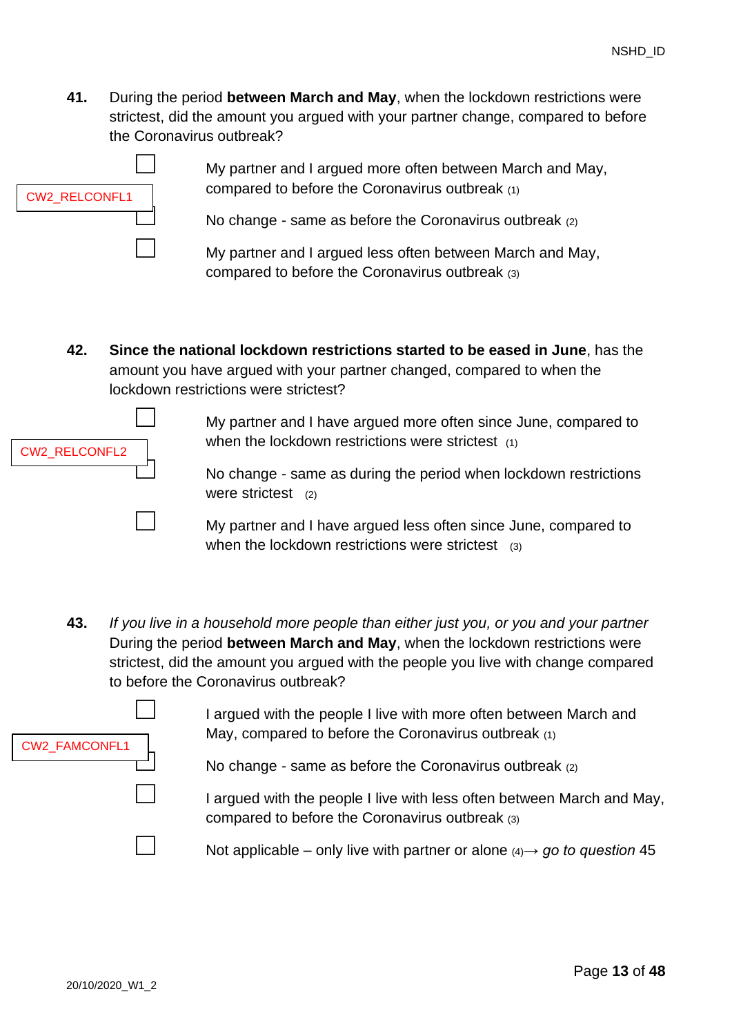**41.** During the period **between March and May**, when the lockdown restrictions were strictest, did the amount you argued with your partner change, compared to before the Coronavirus outbreak?

CW2_RELCONFL1

- ☐ My partner and I argued more often between March and May, compared to before the Coronavirus outbreak (1)
- ☐ No change - same as before the Coronavirus outbreak (2)
- ☐ My partner and I argued less often between March and May, compared to before the Coronavirus outbreak (3)

**42.** **Since the national lockdown restrictions started to be eased in June**, has the amount you have argued with your partner changed, compared to when the lockdown restrictions were strictest?

CW2_RELCONFL2

- ☐ My partner and I have argued more often since June, compared to when the lockdown restrictions were strictest (1)
- ☐ No change - same as during the period when lockdown restrictions were strictest (2)
- ☐ My partner and I have argued less often since June, compared to when the lockdown restrictions were strictest (3)

**43.** *If you live in a household more people than either just you, or you and your partner*
During the period **between March and May**, when the lockdown restrictions were strictest, did the amount you argued with the people you live with change compared to before the Coronavirus outbreak?

CW2_FAMCONFL1

- ☐ I argued with the people I live with more often between March and May, compared to before the Coronavirus outbreak (1)
- ☐ No change - same as before the Coronavirus outbreak (2)
- ☐ I argued with the people I live with less often between March and May, compared to before the Coronavirus outbreak (3)
- ☐ Not applicable – only live with partner or alone (4)→ *go to question* 45

20/10/2020_W1_2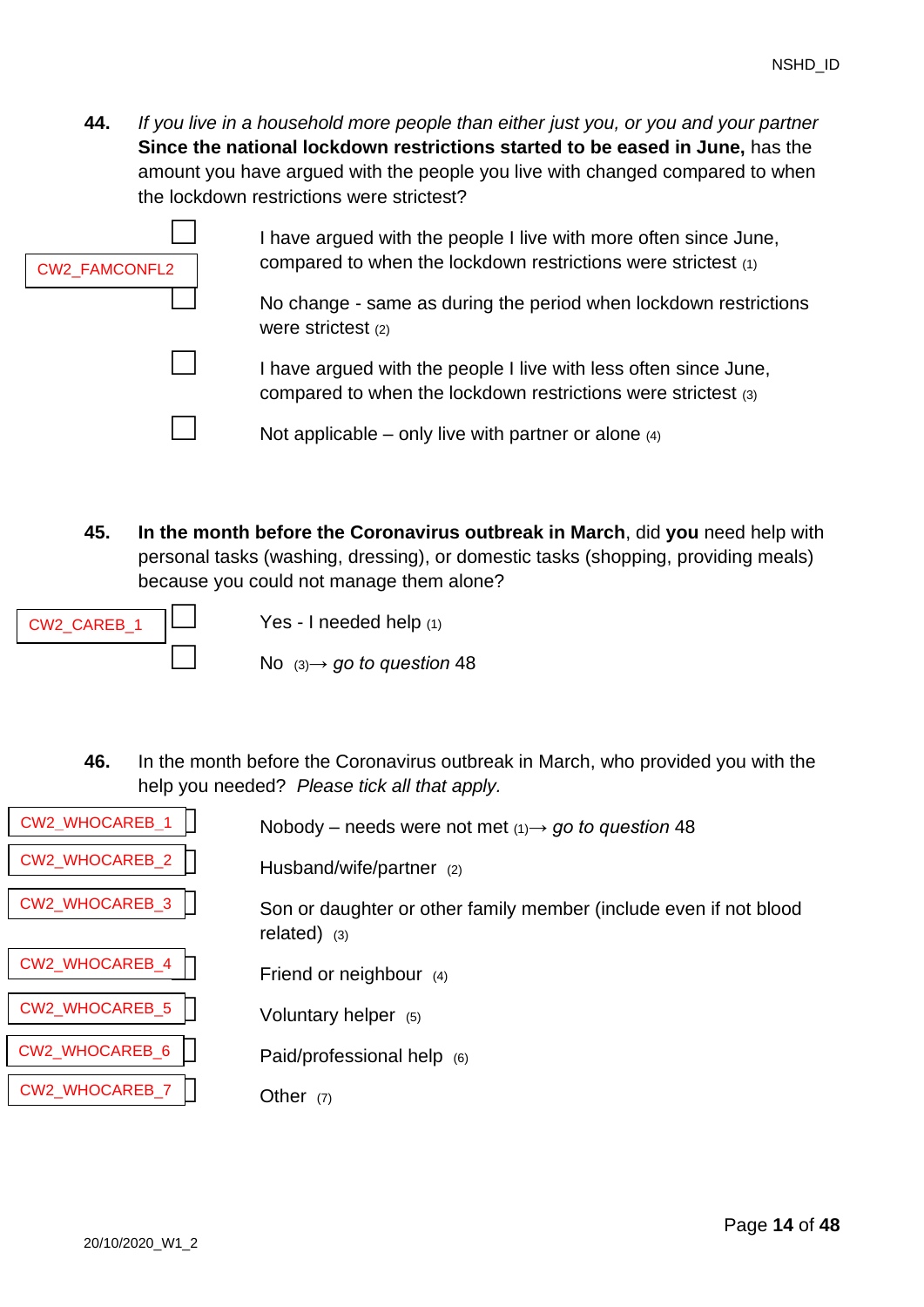**44.** *If you live in a household more people than either just you, or you and your partner* **Since the national lockdown restrictions started to be eased in June,** has the amount you have argued with the people you live with changed compared to when the lockdown restrictions were strictest?

CW2_FAMCONFL2

- ☐ I have argued with the people I live with more often since June, compared to when the lockdown restrictions were strictest (1)
- ☐ No change - same as during the period when lockdown restrictions were strictest (2)
- ☐ I have argued with the people I live with less often since June, compared to when the lockdown restrictions were strictest (3)
- ☐ Not applicable – only live with partner or alone (4)

**45.** **In the month before the Coronavirus outbreak in March**, did **you** need help with personal tasks (washing, dressing), or domestic tasks (shopping, providing meals) because you could not manage them alone?

CW2_CAREB_1

- ☐ Yes - I needed help (1)
- ☐ No (3)→ *go to question* 48

**46.** In the month before the Coronavirus outbreak in March, who provided you with the help you needed? *Please tick all that apply.*

- CW2_WHOCAREB_1 ☐ Nobody – needs were not met (1)→ *go to question* 48
- CW2_WHOCAREB_2 ☐ Husband/wife/partner (2)
- CW2_WHOCAREB_3 ☐ Son or daughter or other family member (include even if not blood related) (3)
- CW2_WHOCAREB_4 ☐ Friend or neighbour (4)
- CW2_WHOCAREB_5 ☐ Voluntary helper (5)
- CW2_WHOCAREB_6 ☐ Paid/professional help (6)
- CW2_WHOCAREB_7 ☐ Other (7)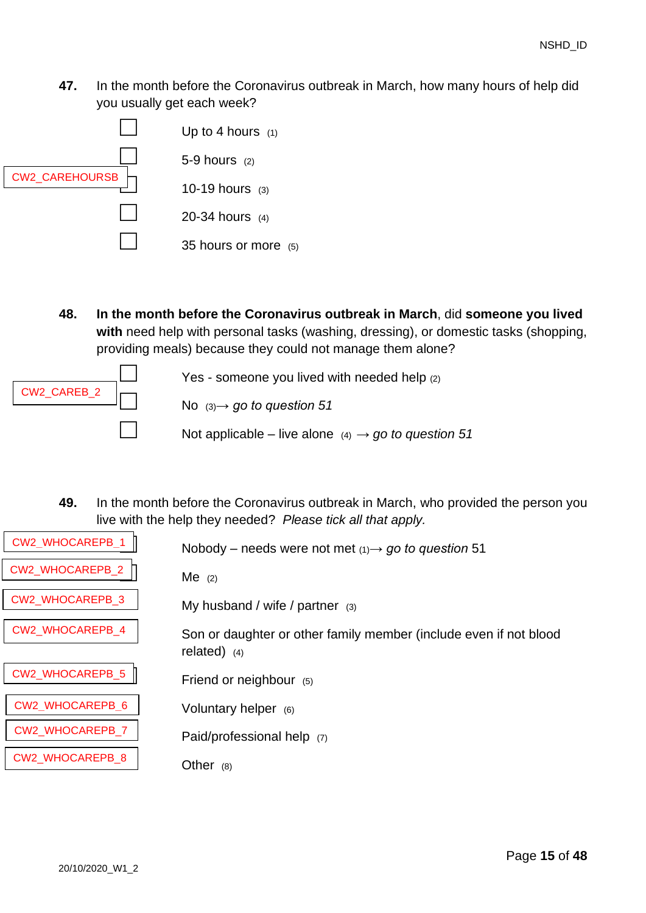**47.** In the month before the Coronavirus outbreak in March, how many hours of help did you usually get each week?

CW2_CAREHOURSB

- ☐ Up to 4 hours (1)
- ☐ 5-9 hours (2)
- ☐ 10-19 hours (3)
- ☐ 20-34 hours (4)
- ☐ 35 hours or more (5)

**48.** **In the month before the Coronavirus outbreak in March**, did **someone you lived with** need help with personal tasks (washing, dressing), or domestic tasks (shopping, providing meals) because they could not manage them alone?

CW2_CAREB_2

- ☐ Yes - someone you lived with needed help (2)
- ☐ No (3)→ *go to question 51*
- ☐ Not applicable – live alone (4) → *go to question 51*

**49.** In the month before the Coronavirus outbreak in March, who provided the person you live with the help they needed? *Please tick all that apply.*

- CW2_WHOCAREPB_1 ☐ Nobody – needs were not met (1)→ *go to question* 51
- CW2_WHOCAREPB_2 ☐ Me (2)
- CW2_WHOCAREPB_3 ☐ My husband / wife / partner (3)
- CW2_WHOCAREPB_4 ☐ Son or daughter or other family member (include even if not blood related) (4)
- CW2_WHOCAREPB_5 ☐ Friend or neighbour (5)
- CW2_WHOCAREPB_6 ☐ Voluntary helper (6)
- CW2_WHOCAREPB_7 ☐ Paid/professional help (7)
- CW2_WHOCAREPB_8 ☐ Other (8)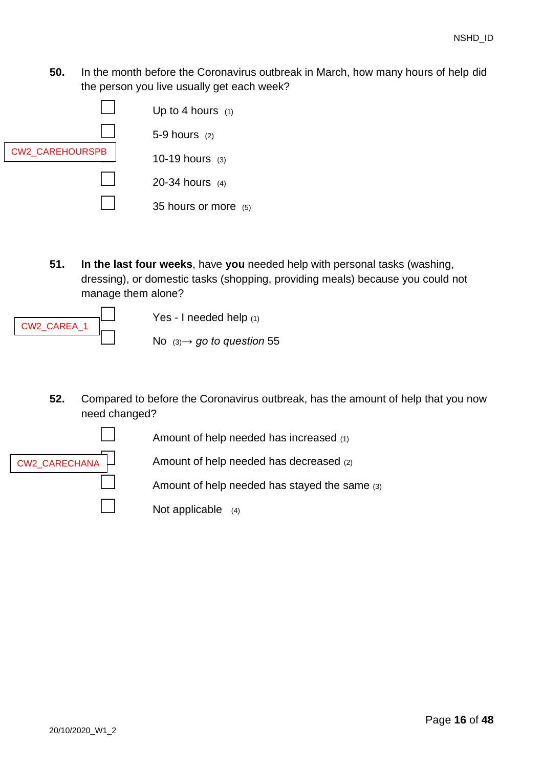**50.** In the month before the Coronavirus outbreak in March, how many hours of help did the person you live usually get each week?

CW2_CAREHOURSPB

- ☐ Up to 4 hours (1)
- ☐ 5-9 hours (2)
- ☐ 10-19 hours (3)
- ☐ 20-34 hours (4)
- ☐ 35 hours or more (5)

**51.** **In the last four weeks**, have **you** needed help with personal tasks (washing, dressing), or domestic tasks (shopping, providing meals) because you could not manage them alone?

CW2_CAREA_1

- ☐ Yes - I needed help (1)
- ☐ No (3)→ *go to question* 55

**52.** Compared to before the Coronavirus outbreak, has the amount of help that you now need changed?

CW2_CARECHANA

- ☐ Amount of help needed has increased (1)
- ☐ Amount of help needed has decreased (2)
- ☐ Amount of help needed has stayed the same (3)
- ☐ Not applicable (4)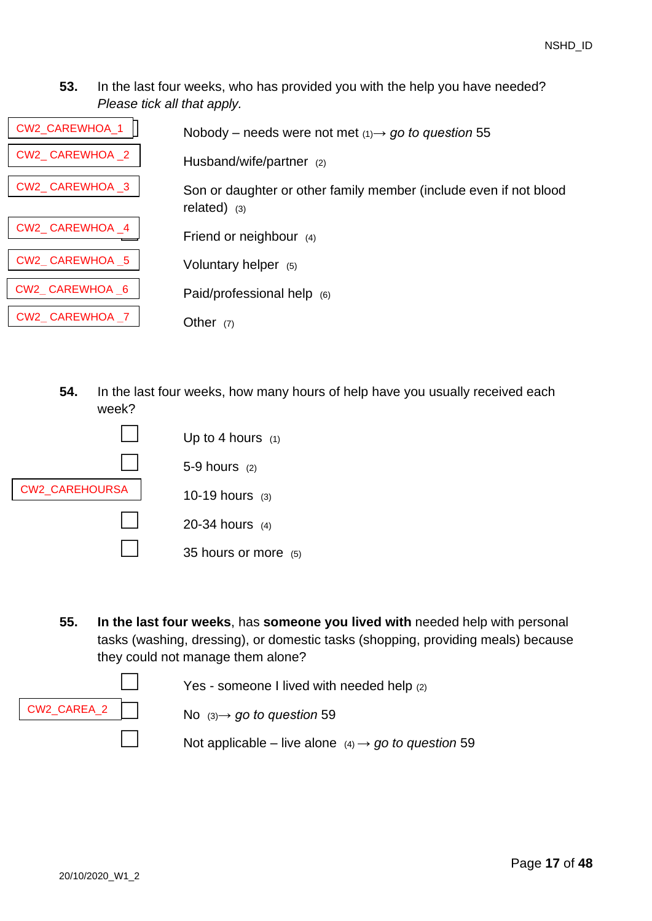**53.** In the last four weeks, who has provided you with the help you have needed? *Please tick all that apply.*

- CW2_CAREWHOA_1 Nobody – needs were not met (1)→ *go to question* 55
- CW2_ CAREWHOA _2 Husband/wife/partner (2)
- CW2_ CAREWHOA _3 Son or daughter or other family member (include even if not blood related) (3)
- CW2_ CAREWHOA _4 Friend or neighbour (4)
- CW2_ CAREWHOA _5 Voluntary helper (5)
- CW2_ CAREWHOA _6 Paid/professional help (6)
- CW2_ CAREWHOA _7 Other (7)

**54.** In the last four weeks, how many hours of help have you usually received each week?

CW2_CAREHOURSA

- ☐ Up to 4 hours (1)
- ☐ 5-9 hours (2)
- ☐ 10-19 hours (3)
- ☐ 20-34 hours (4)
- ☐ 35 hours or more (5)

**55.** **In the last four weeks**, has **someone you lived with** needed help with personal tasks (washing, dressing), or domestic tasks (shopping, providing meals) because they could not manage them alone?

CW2_CAREA_2

- ☐ Yes - someone I lived with needed help (2)
- ☐ No (3)→ *go to question* 59
- ☐ Not applicable – live alone (4) → *go to question* 59

20/10/2020_W1_2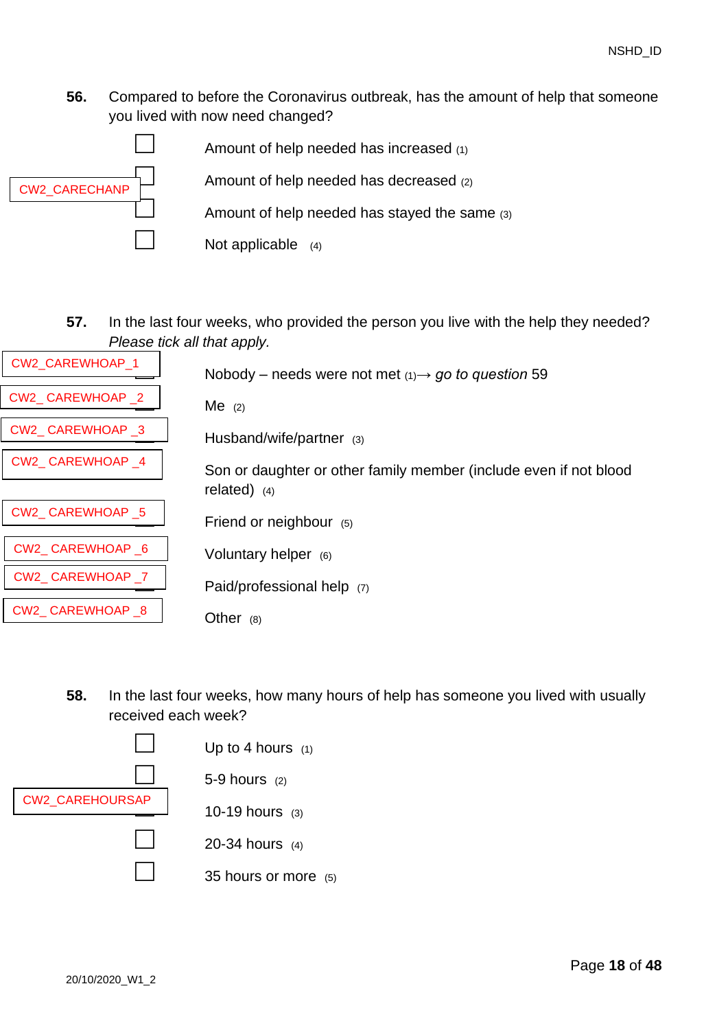**56.** Compared to before the Coronavirus outbreak, has the amount of help that someone you lived with now need changed?

CW2_CARECHANP

- ☐ Amount of help needed has increased (1)
- ☐ Amount of help needed has decreased (2)
- ☐ Amount of help needed has stayed the same (3)
- ☐ Not applicable (4)

**57.** In the last four weeks, who provided the person you live with the help they needed? *Please tick all that apply.*

- CW2_CAREWHOAP_1 ☐ Nobody – needs were not met (1)→ *go to question* 59
- CW2_ CAREWHOAP _2 ☐ Me (2)
- CW2_ CAREWHOAP _3 ☐ Husband/wife/partner (3)
- CW2_ CAREWHOAP _4 ☐ Son or daughter or other family member (include even if not blood related) (4)
- CW2_ CAREWHOAP _5 ☐ Friend or neighbour (5)
- CW2_ CAREWHOAP _6 ☐ Voluntary helper (6)
- CW2_ CAREWHOAP _7 ☐ Paid/professional help (7)
- CW2_ CAREWHOAP _8 ☐ Other (8)

**58.** In the last four weeks, how many hours of help has someone you lived with usually received each week?

CW2_CAREHOURSAP

- ☐ Up to 4 hours (1)
- ☐ 5-9 hours (2)
- ☐ 10-19 hours (3)
- ☐ 20-34 hours (4)
- ☐ 35 hours or more (5)

20/10/2020_W1_2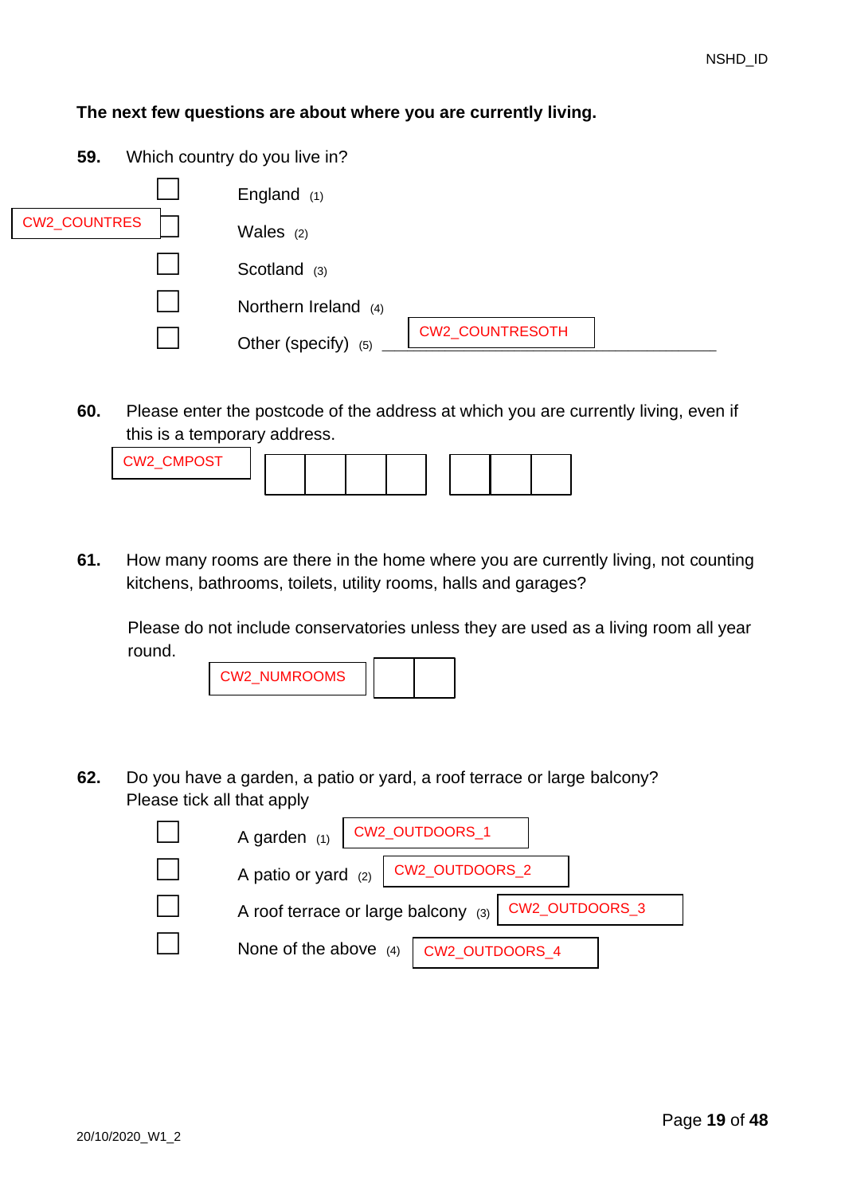**The next few questions are about where you are currently living.**

**59.** Which country do you live in?

CW2_COUNTRES

- ☐ England (1)
- ☐ Wales (2)
- ☐ Scotland (3)
- ☐ Northern Ireland (4)
- ☐ Other (specify) (5) ______________ CW2_COUNTRESOTH

**60.** Please enter the postcode of the address at which you are currently living, even if this is a temporary address.

CW2_CMPOST ☐☐☐☐ ☐☐☐

**61.** How many rooms are there in the home where you are currently living, not counting kitchens, bathrooms, toilets, utility rooms, halls and garages?

Please do not include conservatories unless they are used as a living room all year round.

CW2_NUMROOMS ☐☐

**62.** Do you have a garden, a patio or yard, a roof terrace or large balcony? Please tick all that apply

- ☐ A garden (1) CW2_OUTDOORS_1
- ☐ A patio or yard (2) CW2_OUTDOORS_2
- ☐ A roof terrace or large balcony (3) CW2_OUTDOORS_3
- ☐ None of the above (4) CW2_OUTDOORS_4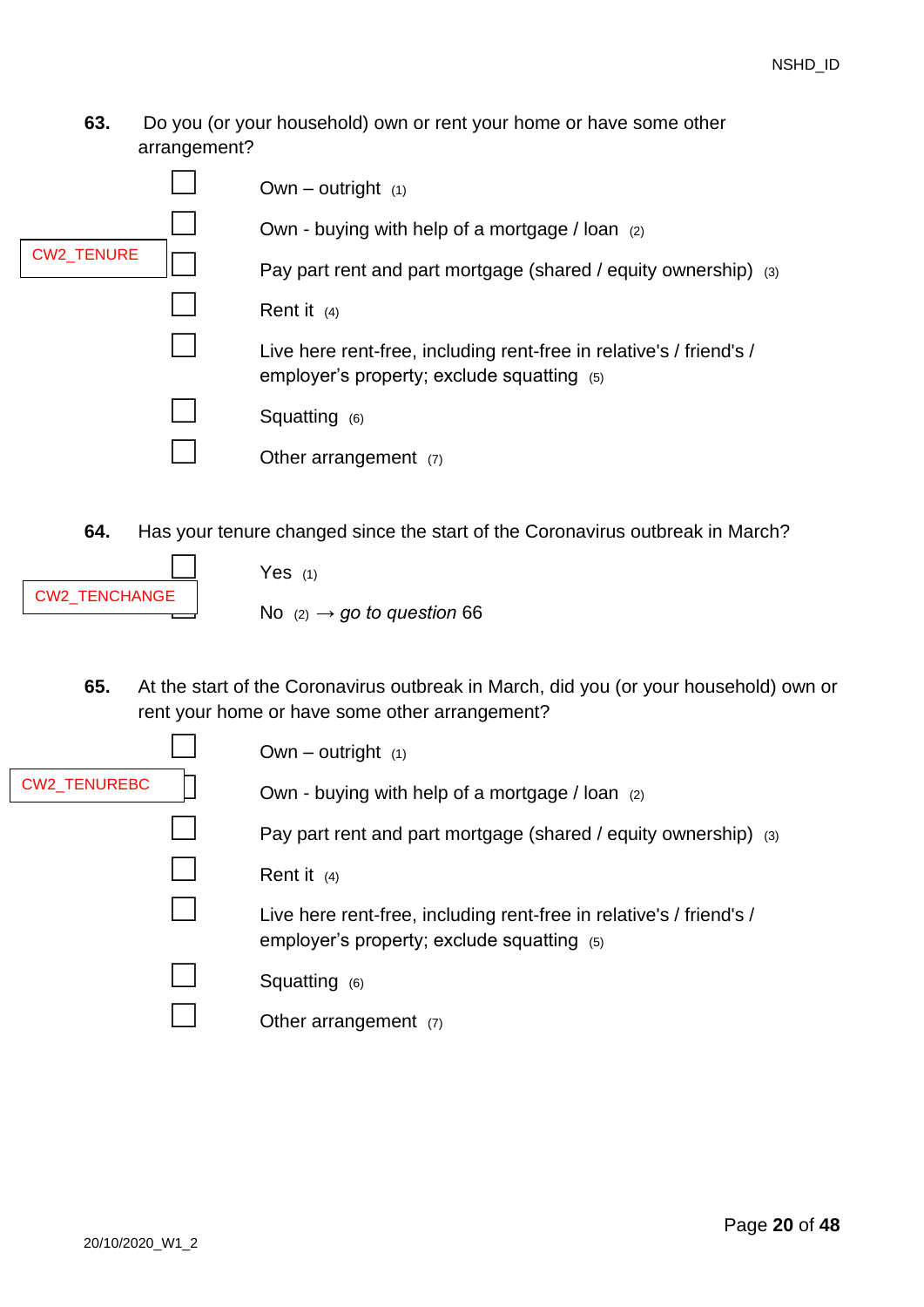**63.** Do you (or your household) own or rent your home or have some other arrangement?

CW2_TENURE

- ☐ Own – outright (1)
- ☐ Own - buying with help of a mortgage / loan (2)
- ☐ Pay part rent and part mortgage (shared / equity ownership) (3)
- ☐ Rent it (4)
- ☐ Live here rent-free, including rent-free in relative's / friend's / employer's property; exclude squatting (5)
- ☐ Squatting (6)
- ☐ Other arrangement (7)

**64.** Has your tenure changed since the start of the Coronavirus outbreak in March?

CW2_TENCHANGE

- ☐ Yes (1)
- ☐ No (2) → *go to question* 66

**65.** At the start of the Coronavirus outbreak in March, did you (or your household) own or rent your home or have some other arrangement?

CW2_TENUREBC

- ☐ Own – outright (1)
- ☐ Own - buying with help of a mortgage / loan (2)
- ☐ Pay part rent and part mortgage (shared / equity ownership) (3)
- ☐ Rent it (4)
- ☐ Live here rent-free, including rent-free in relative's / friend's / employer's property; exclude squatting (5)
- ☐ Squatting (6)
- ☐ Other arrangement (7)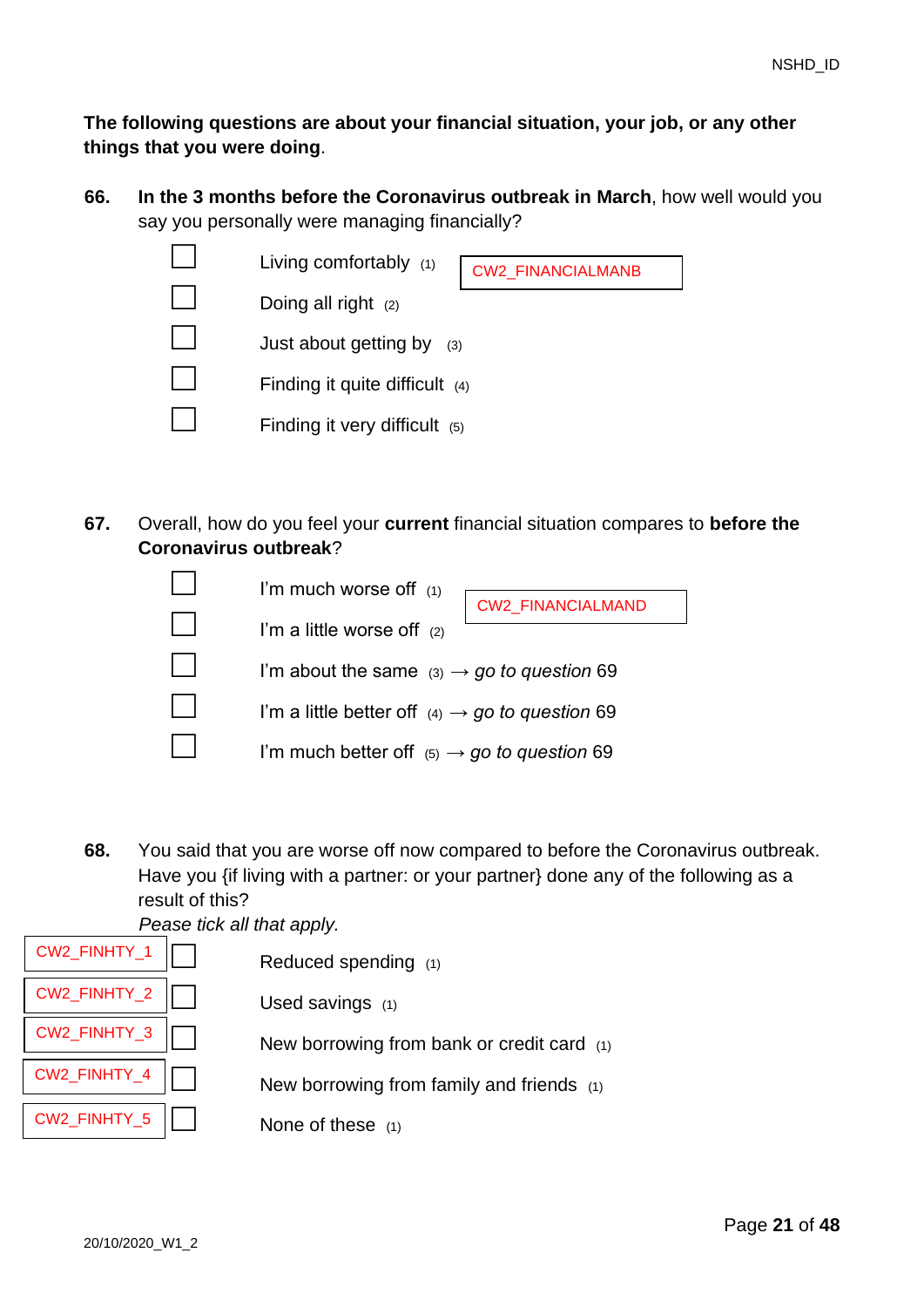**The following questions are about your financial situation, your job, or any other things that you were doing**.

**66.** **In the 3 months before the Coronavirus outbreak in March**, how well would you say you personally were managing financially?

CW2_FINANCIALMANB

- ☐ Living comfortably (1)
- ☐ Doing all right (2)
- ☐ Just about getting by (3)
- ☐ Finding it quite difficult (4)
- ☐ Finding it very difficult (5)

**67.** Overall, how do you feel your **current** financial situation compares to **before the Coronavirus outbreak**?

CW2_FINANCIALMAND

- ☐ I'm much worse off (1)
- ☐ I'm a little worse off (2)
- ☐ I'm about the same (3) → *go to question* 69
- ☐ I'm a little better off (4) → *go to question* 69
- ☐ I'm much better off (5) → *go to question* 69

**68.** You said that you are worse off now compared to before the Coronavirus outbreak. Have you {if living with a partner: or your partner} done any of the following as a result of this?
*Pease tick all that apply.*

- CW2_FINHTY_1 ☐ Reduced spending (1)
- CW2_FINHTY_2 ☐ Used savings (1)
- CW2_FINHTY_3 ☐ New borrowing from bank or credit card (1)
- CW2_FINHTY_4 ☐ New borrowing from family and friends (1)
- CW2_FINHTY_5 ☐ None of these (1)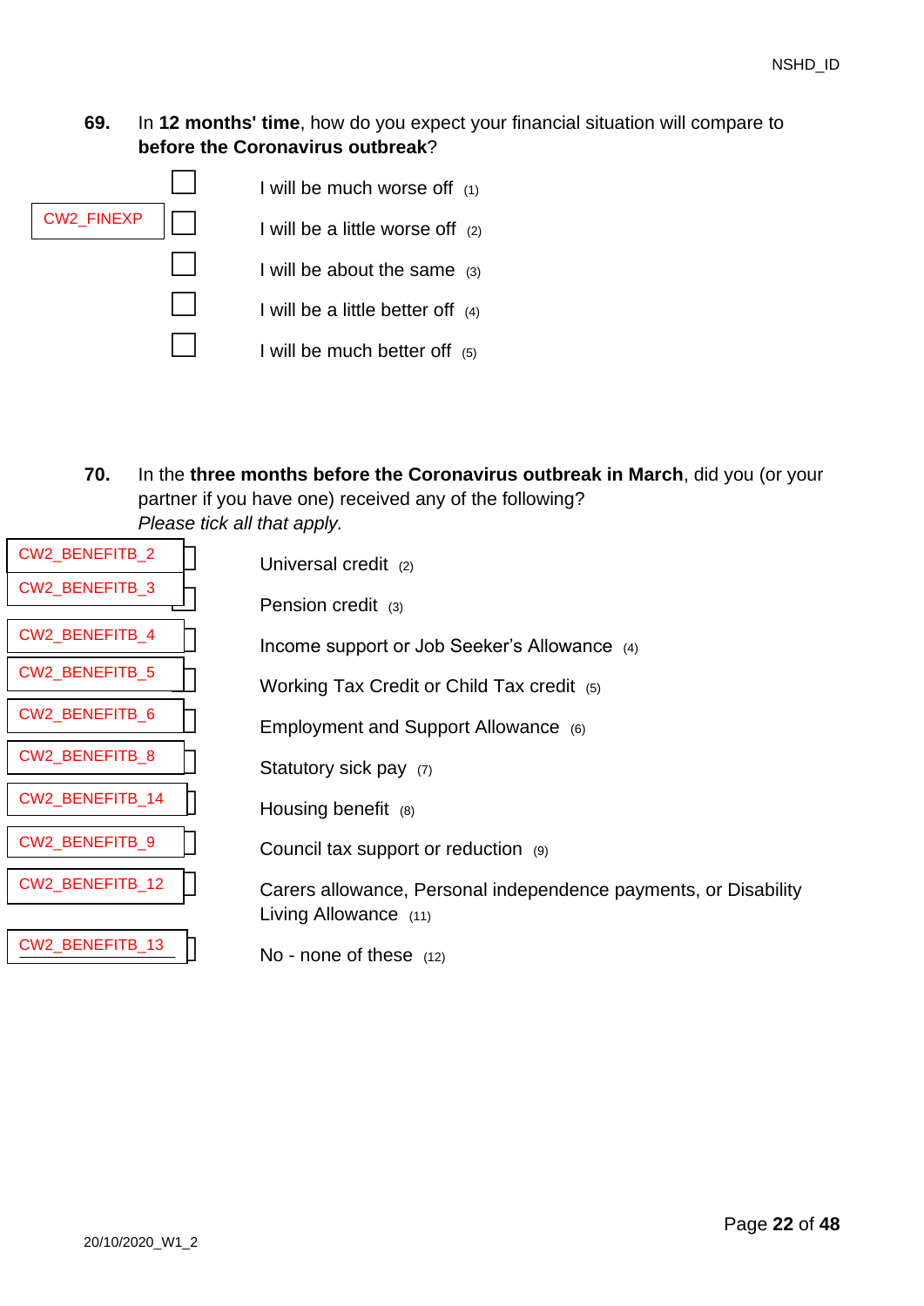**69.** In **12 months' time**, how do you expect your financial situation will compare to **before the Coronavirus outbreak**?

CW2_FINEXP

- ☐ I will be much worse off (1)
- ☐ I will be a little worse off (2)
- ☐ I will be about the same (3)
- ☐ I will be a little better off (4)
- ☐ I will be much better off (5)

**70.** In the **three months before the Coronavirus outbreak in March**, did you (or your partner if you have one) received any of the following?
*Please tick all that apply.*

- CW2_BENEFITB_2 ☐ Universal credit (2)
- CW2_BENEFITB_3 ☐ Pension credit (3)
- CW2_BENEFITB_4 ☐ Income support or Job Seeker's Allowance (4)
- CW2_BENEFITB_5 ☐ Working Tax Credit or Child Tax credit (5)
- CW2_BENEFITB_6 ☐ Employment and Support Allowance (6)
- CW2_BENEFITB_8 ☐ Statutory sick pay (7)
- CW2_BENEFITB_14 ☐ Housing benefit (8)
- CW2_BENEFITB_9 ☐ Council tax support or reduction (9)
- CW2_BENEFITB_12 ☐ Carers allowance, Personal independence payments, or Disability Living Allowance (11)
- CW2_BENEFITB_13 ☐ No - none of these (12)

20/10/2020_W1_2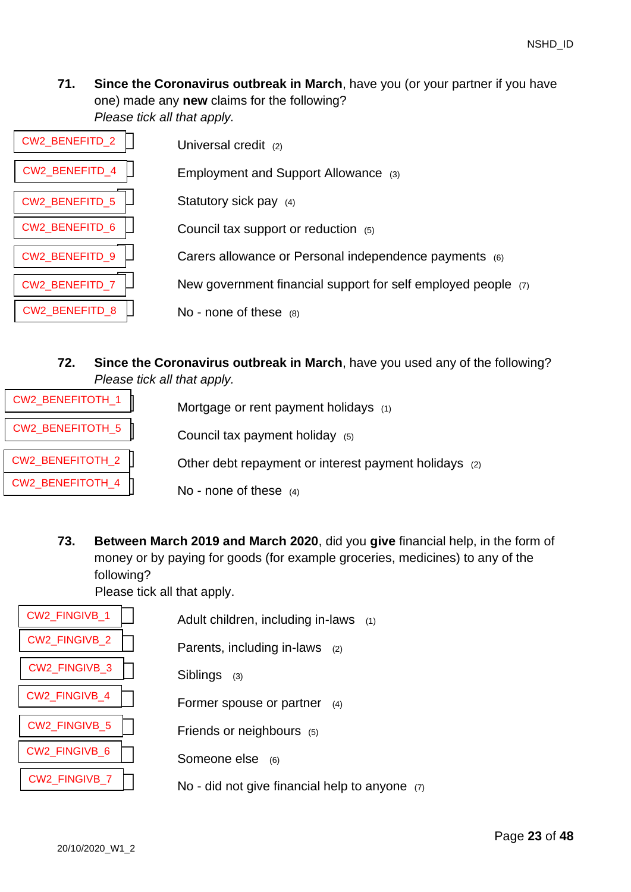**71.** **Since the Coronavirus outbreak in March**, have you (or your partner if you have one) made any **new** claims for the following?
*Please tick all that apply.*

| Variable | Option |
|---|---|
| CW2_BENEFITD_2 | Universal credit (2) |
| CW2_BENEFITD_4 | Employment and Support Allowance (3) |
| CW2_BENEFITD_5 | Statutory sick pay (4) |
| CW2_BENEFITD_6 | Council tax support or reduction (5) |
| CW2_BENEFITD_9 | Carers allowance or Personal independence payments (6) |
| CW2_BENEFITD_7 | New government financial support for self employed people (7) |
| CW2_BENEFITD_8 | No - none of these (8) |

**72.** **Since the Coronavirus outbreak in March**, have you used any of the following?
*Please tick all that apply.*

| Variable | Option |
|---|---|
| CW2_BENEFITOTH_1 | Mortgage or rent payment holidays (1) |
| CW2_BENEFITOTH_5 | Council tax payment holiday (5) |
| CW2_BENEFITOTH_2 | Other debt repayment or interest payment holidays (2) |
| CW2_BENEFITOTH_4 | No - none of these (4) |

**73.** **Between March 2019 and March 2020**, did you **give** financial help, in the form of money or by paying for goods (for example groceries, medicines) to any of the following?
Please tick all that apply.

| Variable | Option |
|---|---|
| CW2_FINGIVB_1 | Adult children, including in-laws (1) |
| CW2_FINGIVB_2 | Parents, including in-laws (2) |
| CW2_FINGIVB_3 | Siblings (3) |
| CW2_FINGIVB_4 | Former spouse or partner (4) |
| CW2_FINGIVB_5 | Friends or neighbours (5) |
| CW2_FINGIVB_6 | Someone else (6) |
| CW2_FINGIVB_7 | No - did not give financial help to anyone (7) |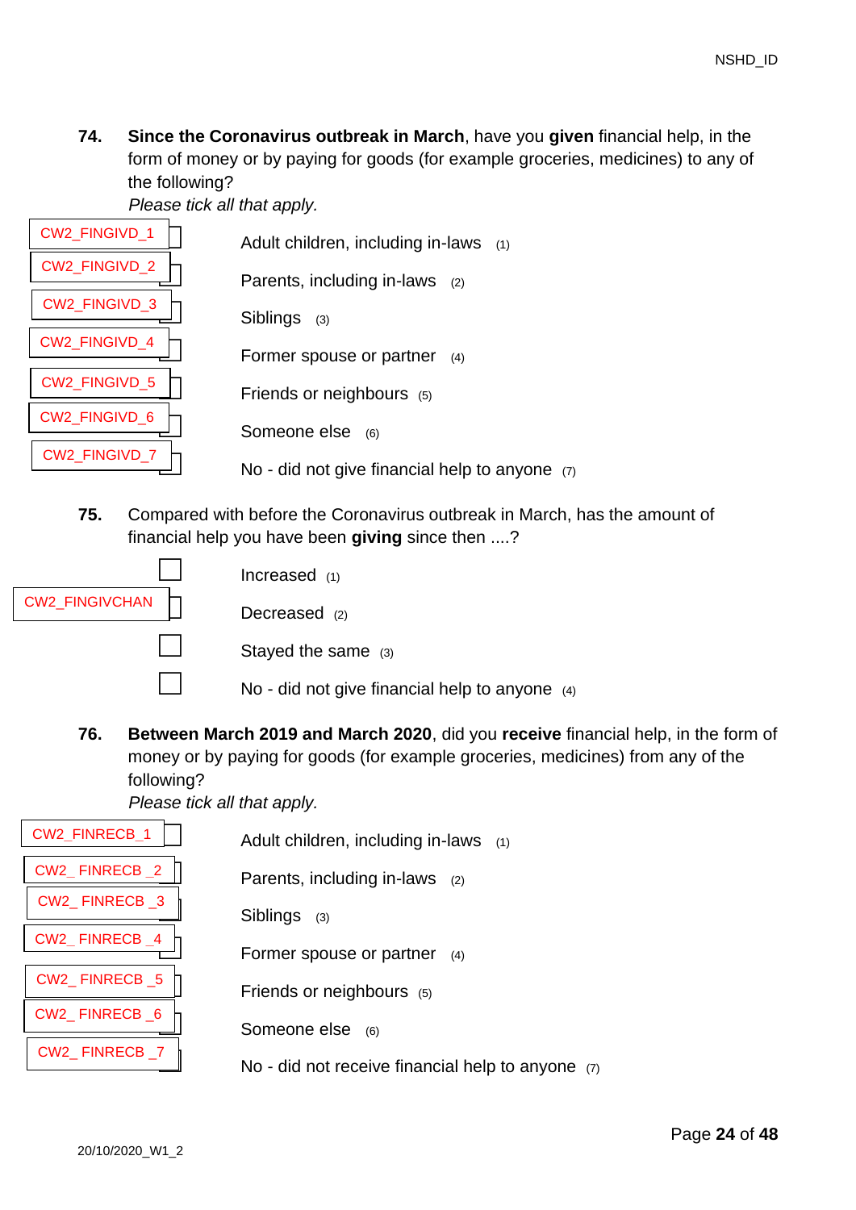**74. Since the Coronavirus outbreak in March**, have you **given** financial help, in the form of money or by paying for goods (for example groceries, medicines) to any of the following?
*Please tick all that apply.*

- CW2_FINGIVD_1 ☐ Adult children, including in-laws (1)
- CW2_FINGIVD_2 ☐ Parents, including in-laws (2)
- CW2_FINGIVD_3 ☐ Siblings (3)
- CW2_FINGIVD_4 ☐ Former spouse or partner (4)
- CW2_FINGIVD_5 ☐ Friends or neighbours (5)
- CW2_FINGIVD_6 ☐ Someone else (6)
- CW2_FINGIVD_7 ☐ No - did not give financial help to anyone (7)

**75.** Compared with before the Coronavirus outbreak in March, has the amount of financial help you have been **giving** since then ....?

CW2_FINGIVCHAN

- ☐ Increased (1)
- ☐ Decreased (2)
- ☐ Stayed the same (3)
- ☐ No - did not give financial help to anyone (4)

**76. Between March 2019 and March 2020**, did you **receive** financial help, in the form of money or by paying for goods (for example groceries, medicines) from any of the following?
*Please tick all that apply.*

- CW2_FINRECB_1 ☐ Adult children, including in-laws (1)
- CW2_ FINRECB _2 ☐ Parents, including in-laws (2)
- CW2_ FINRECB _3 ☐ Siblings (3)
- CW2_ FINRECB _4 ☐ Former spouse or partner (4)
- CW2_ FINRECB _5 ☐ Friends or neighbours (5)
- CW2_ FINRECB _6 ☐ Someone else (6)
- CW2_ FINRECB _7 ☐ No - did not receive financial help to anyone (7)

20/10/2020_W1_2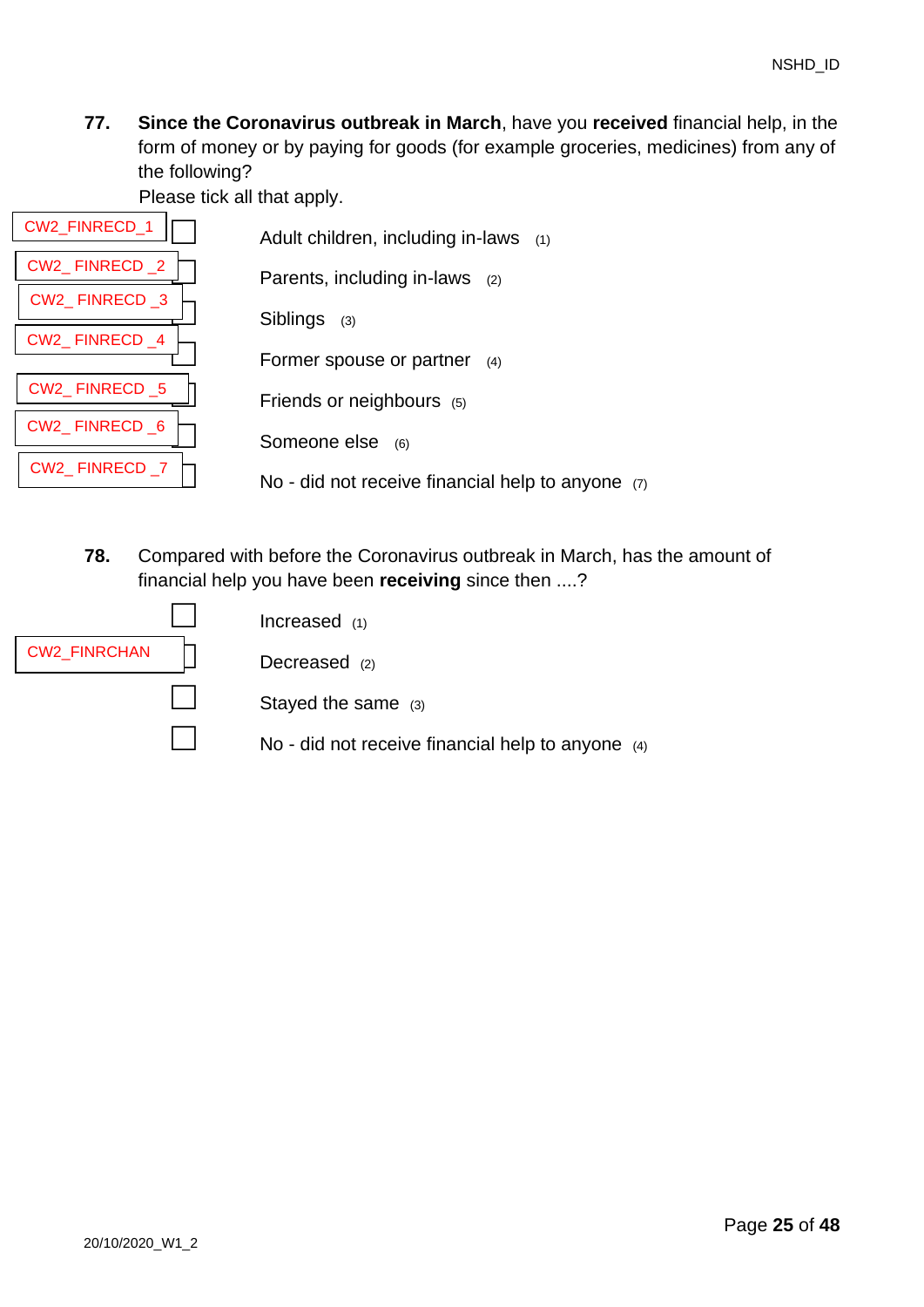**77.** **Since the Coronavirus outbreak in March**, have you **received** financial help, in the form of money or by paying for goods (for example groceries, medicines) from any of the following?

Please tick all that apply.

CW2_FINRECD_1 ☐ Adult children, including in-laws (1)

CW2_ FINRECD _2 ☐ Parents, including in-laws (2)

CW2_ FINRECD _3 ☐ Siblings (3)

CW2_ FINRECD _4 ☐ Former spouse or partner (4)

CW2_ FINRECD _5 ☐ Friends or neighbours (5)

CW2_ FINRECD _6 ☐ Someone else (6)

CW2_ FINRECD _7 ☐ No - did not receive financial help to anyone (7)

**78.** Compared with before the Coronavirus outbreak in March, has the amount of financial help you have been **receiving** since then ....?

CW2_FINRCHAN

☐ Increased (1)

☐ Decreased (2)

☐ Stayed the same (3)

☐ No - did not receive financial help to anyone (4)

20/10/2020_W1_2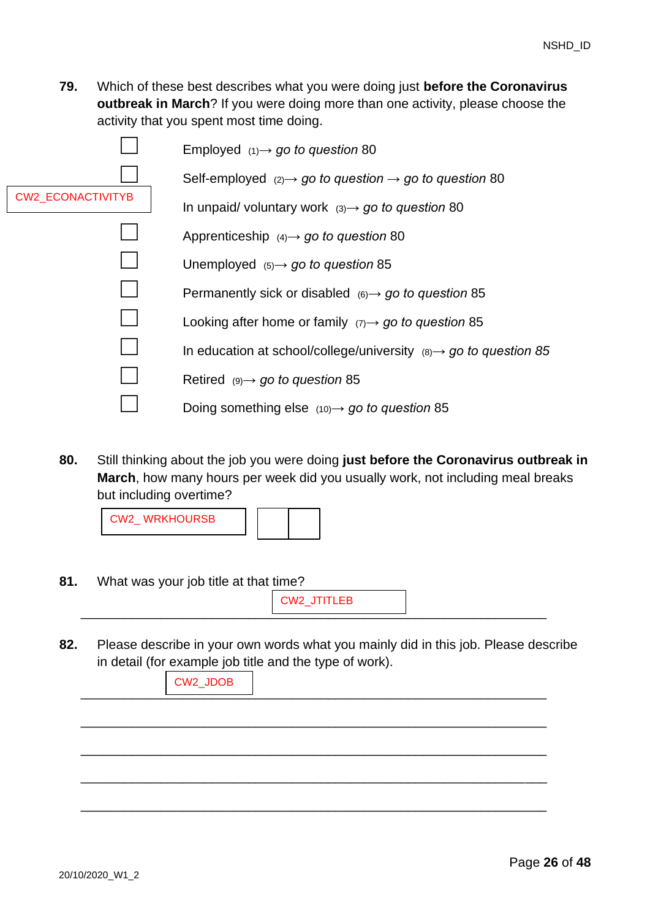**79.** Which of these best describes what you were doing just **before the Coronavirus outbreak in March**? If you were doing more than one activity, please choose the activity that you spent most time doing.

CW2_ECONACTIVITYB

- ☐ Employed (1)→ *go to question* 80
- ☐ Self-employed (2)→ *go to question* → *go to question* 80
- ☐ In unpaid/ voluntary work (3)→ *go to question* 80
- ☐ Apprenticeship (4)→ *go to question* 80
- ☐ Unemployed (5)→ *go to question* 85
- ☐ Permanently sick or disabled (6)→ *go to question* 85
- ☐ Looking after home or family (7)→ *go to question* 85
- ☐ In education at school/college/university (8)→ *go to question 85*
- ☐ Retired (9)→ *go to question* 85
- ☐ Doing something else (10)→ *go to question* 85

**80.** Still thinking about the job you were doing **just before the Coronavirus outbreak in March**, how many hours per week did you usually work, not including meal breaks but including overtime?

CW2_ WRKHOURSB ☐☐

**81.** What was your job title at that time?

CW2_JTITLEB

______________________________________________________________

**82.** Please describe in your own words what you mainly did in this job. Please describe in detail (for example job title and the type of work).

CW2_JDOB

______________________________________________________________

______________________________________________________________

______________________________________________________________

______________________________________________________________

______________________________________________________________

20/10/2020_W1_2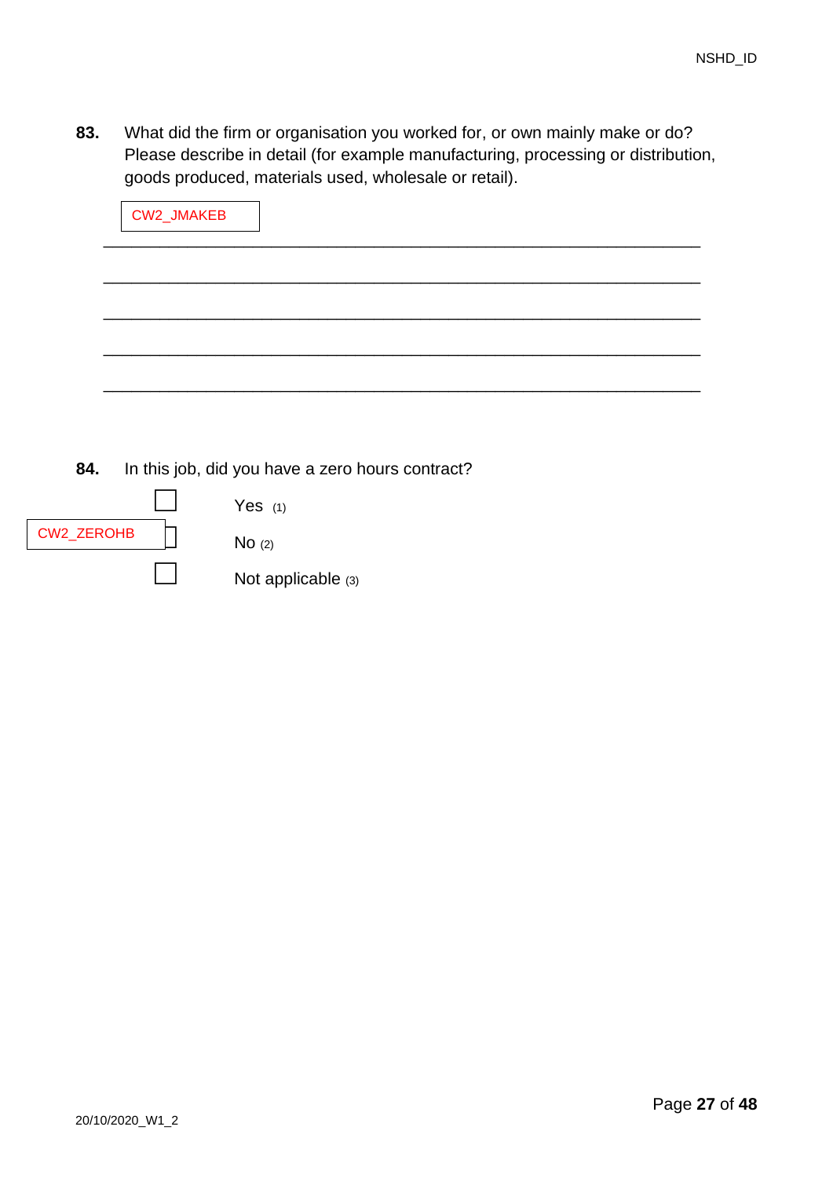**83.** What did the firm or organisation you worked for, or own mainly make or do? Please describe in detail (for example manufacturing, processing or distribution, goods produced, materials used, wholesale or retail).

CW2_JMAKEB

_______________________________________________________________

_______________________________________________________________

_______________________________________________________________

_______________________________________________________________

_______________________________________________________________

**84.** In this job, did you have a zero hours contract?

CW2_ZEROHB

☐ Yes (1)

☐ No (2)

☐ Not applicable (3)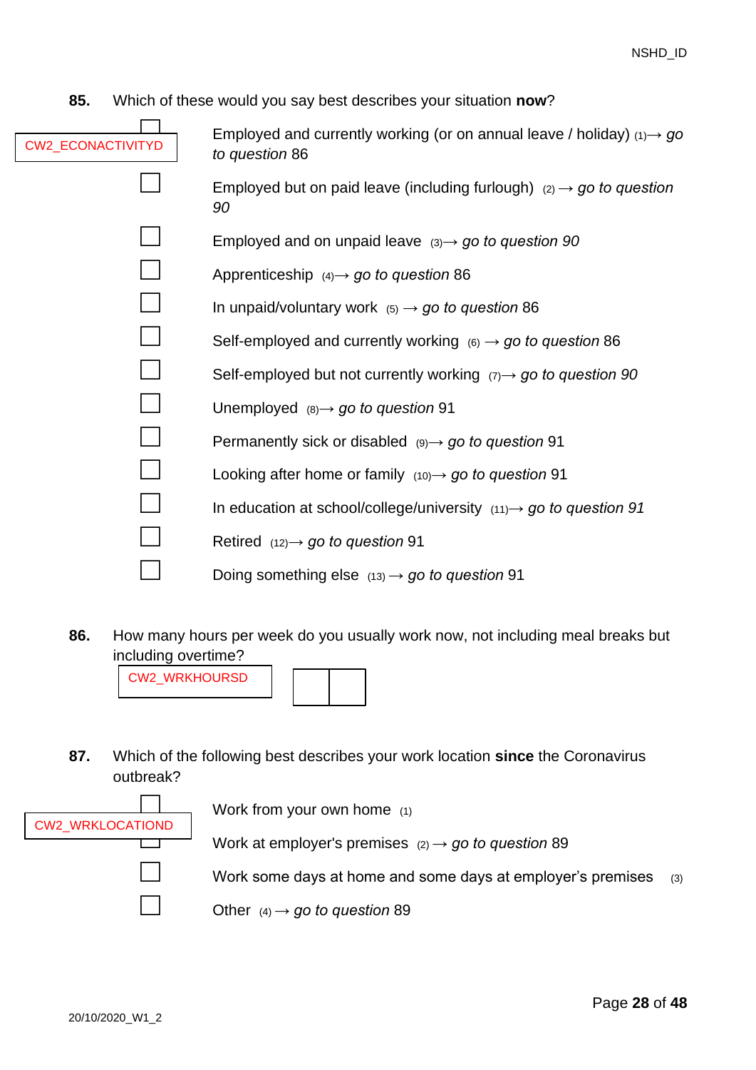**85.** Which of these would you say best describes your situation **now**?

CW2_ECONACTIVITYD

- ☐ Employed and currently working (or on annual leave / holiday) (1) → *go to question* 86
- ☐ Employed but on paid leave (including furlough) (2) → *go to question 90*
- ☐ Employed and on unpaid leave (3) → *go to question 90*
- ☐ Apprenticeship (4) → *go to question* 86
- ☐ In unpaid/voluntary work (5) → *go to question* 86
- ☐ Self-employed and currently working (6) → *go to question* 86
- ☐ Self-employed but not currently working (7) → *go to question 90*
- ☐ Unemployed (8) → *go to question* 91
- ☐ Permanently sick or disabled (9) → *go to question* 91
- ☐ Looking after home or family (10) → *go to question* 91
- ☐ In education at school/college/university (11) → *go to question 91*
- ☐ Retired (12) → *go to question* 91
- ☐ Doing something else (13) → *go to question* 91

**86.** How many hours per week do you usually work now, not including meal breaks but including overtime?

CW2_WRKHOURSD ☐☐

**87.** Which of the following best describes your work location **since** the Coronavirus outbreak?

CW2_WRKLOCATIOND

- ☐ Work from your own home (1)
- ☐ Work at employer's premises (2) → *go to question* 89
- ☐ Work some days at home and some days at employer's premises (3)
- ☐ Other (4) → *go to question* 89

20/10/2020_W1_2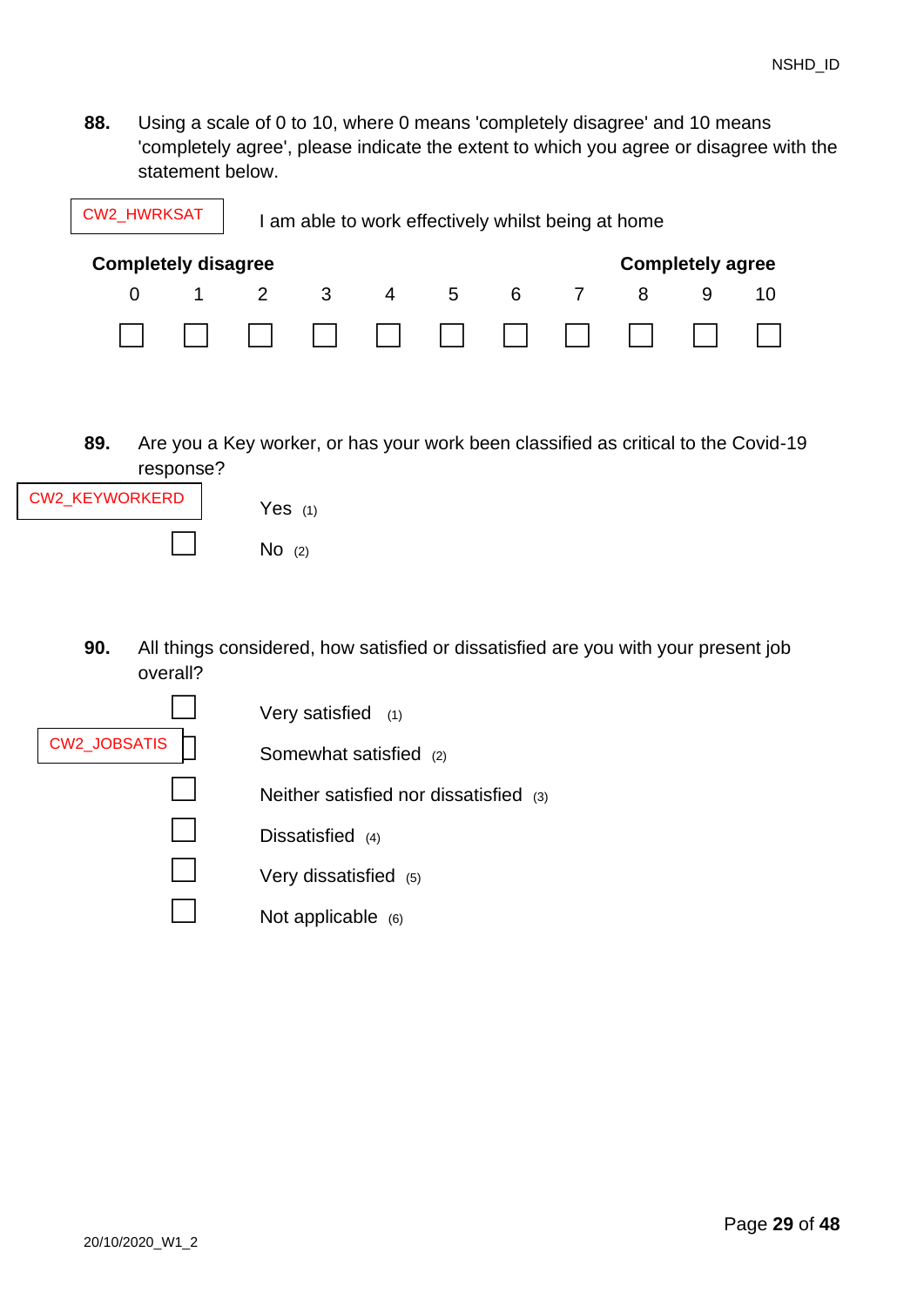NSHD_ID

**88.** Using a scale of 0 to 10, where 0 means 'completely disagree' and 10 means 'completely agree', please indicate the extent to which you agree or disagree with the statement below.

CW2_HWRKSAT

I am able to work effectively whilst being at home

| **Completely disagree** | | | | | | | | | | **Completely agree** |
|---|---|---|---|---|---|---|---|---|---|---|
| 0 | 1 | 2 | 3 | 4 | 5 | 6 | 7 | 8 | 9 | 10 |
| ☐ | ☐ | ☐ | ☐ | ☐ | ☐ | ☐ | ☐ | ☐ | ☐ | ☐ |

**89.** Are you a Key worker, or has your work been classified as critical to the Covid-19 response?

CW2_KEYWORKERD

- ☐ Yes (1)
- ☐ No (2)

**90.** All things considered, how satisfied or dissatisfied are you with your present job overall?

CW2_JOBSATIS

- ☐ Very satisfied (1)
- ☐ Somewhat satisfied (2)
- ☐ Neither satisfied nor dissatisfied (3)
- ☐ Dissatisfied (4)
- ☐ Very dissatisfied (5)
- ☐ Not applicable (6)

20/10/2020_W1_2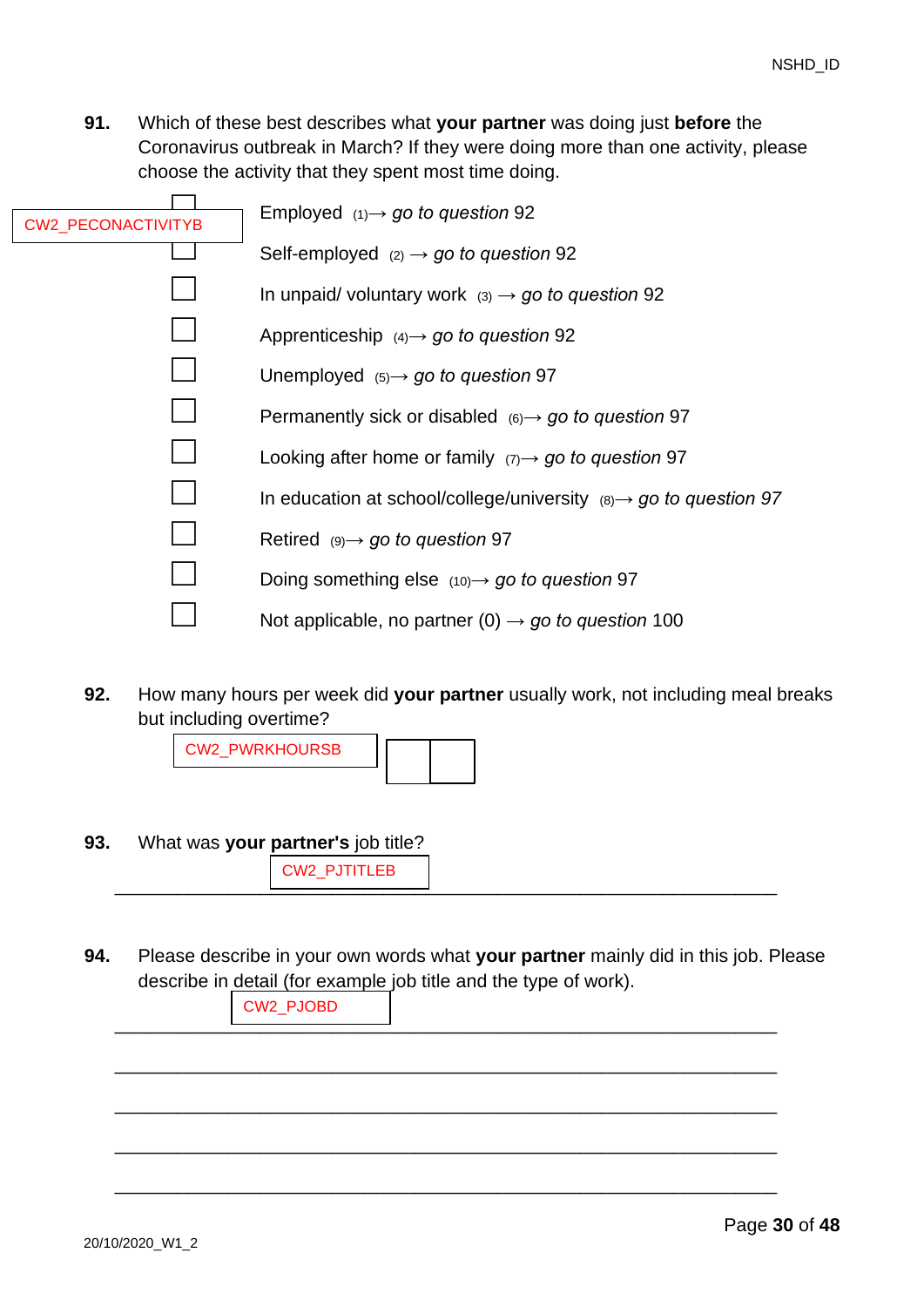**91.** Which of these best describes what **your partner** was doing just **before** the Coronavirus outbreak in March? If they were doing more than one activity, please choose the activity that they spent most time doing.

CW2_PECONACTIVITYB

- ☐ Employed (1)→ *go to question* 92
- ☐ Self-employed (2) → *go to question* 92
- ☐ In unpaid/ voluntary work (3) → *go to question* 92
- ☐ Apprenticeship (4)→ *go to question* 92
- ☐ Unemployed (5)→ *go to question* 97
- ☐ Permanently sick or disabled (6)→ *go to question* 97
- ☐ Looking after home or family (7)→ *go to question* 97
- ☐ In education at school/college/university (8)→ *go to question 97*
- ☐ Retired (9)→ *go to question* 97
- ☐ Doing something else (10)→ *go to question* 97
- ☐ Not applicable, no partner (0) → *go to question* 100

**92.** How many hours per week did **your partner** usually work, not including meal breaks but including overtime?

CW2_PWRKHOURSB

☐☐

**93.** What was **your partner's** job title?

CW2_PJTITLEB

___________________________________________________________________

**94.** Please describe in your own words what **your partner** mainly did in this job. Please describe in detail (for example job title and the type of work).

CW2_PJOBD

___________________________________________________________________

___________________________________________________________________

___________________________________________________________________

___________________________________________________________________

___________________________________________________________________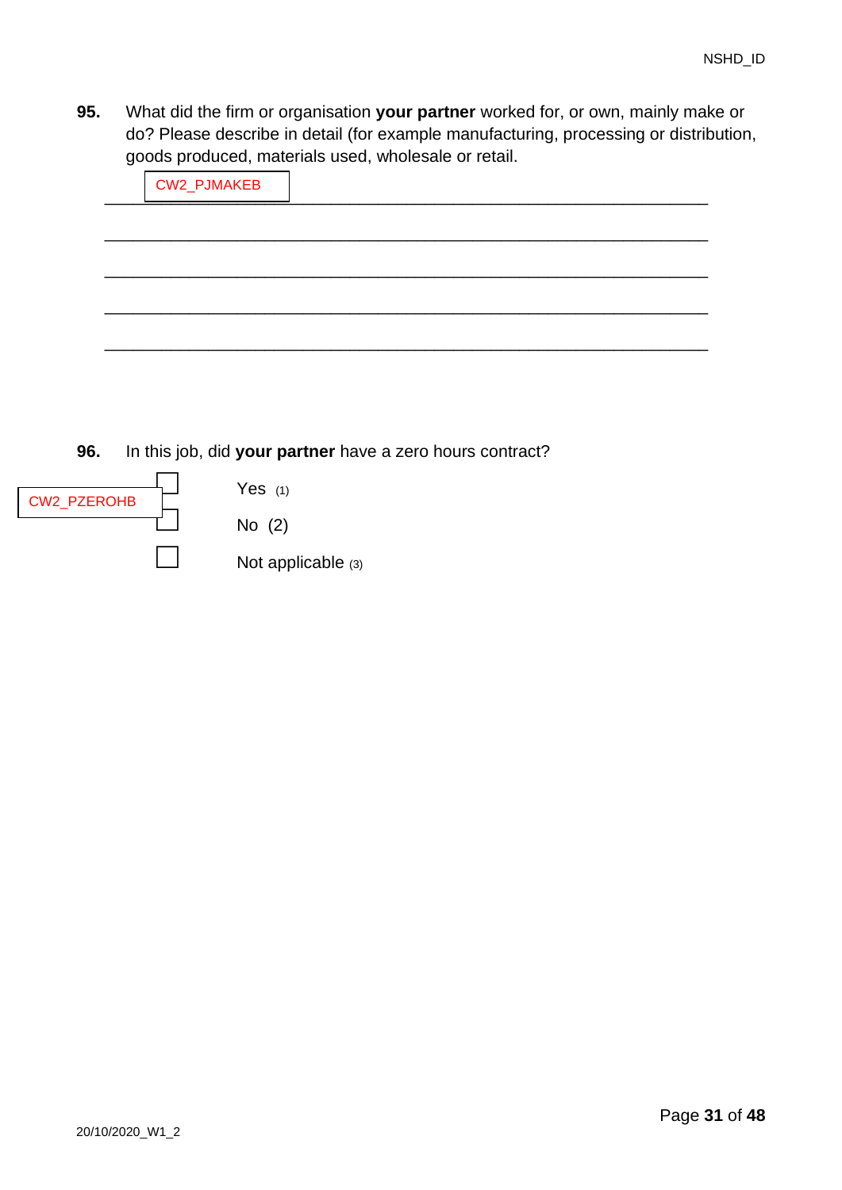**95.** What did the firm or organisation **your partner** worked for, or own, mainly make or do? Please describe in detail (for example manufacturing, processing or distribution, goods produced, materials used, wholesale or retail.

CW2_PJMAKEB

\_\_\_\_\_\_\_\_\_\_\_\_\_\_\_\_\_\_\_\_\_\_\_\_\_\_\_\_\_\_\_\_\_\_\_\_\_\_\_\_\_\_\_\_\_\_\_\_\_\_\_\_\_\_\_\_\_\_\_\_

\_\_\_\_\_\_\_\_\_\_\_\_\_\_\_\_\_\_\_\_\_\_\_\_\_\_\_\_\_\_\_\_\_\_\_\_\_\_\_\_\_\_\_\_\_\_\_\_\_\_\_\_\_\_\_\_\_\_\_\_

\_\_\_\_\_\_\_\_\_\_\_\_\_\_\_\_\_\_\_\_\_\_\_\_\_\_\_\_\_\_\_\_\_\_\_\_\_\_\_\_\_\_\_\_\_\_\_\_\_\_\_\_\_\_\_\_\_\_\_\_

\_\_\_\_\_\_\_\_\_\_\_\_\_\_\_\_\_\_\_\_\_\_\_\_\_\_\_\_\_\_\_\_\_\_\_\_\_\_\_\_\_\_\_\_\_\_\_\_\_\_\_\_\_\_\_\_\_\_\_\_

\_\_\_\_\_\_\_\_\_\_\_\_\_\_\_\_\_\_\_\_\_\_\_\_\_\_\_\_\_\_\_\_\_\_\_\_\_\_\_\_\_\_\_\_\_\_\_\_\_\_\_\_\_\_\_\_\_\_\_\_

**96.** In this job, did **your partner** have a zero hours contract?

CW2_PZEROHB

- ☐ Yes (1)
- ☐ No (2)
- ☐ Not applicable (3)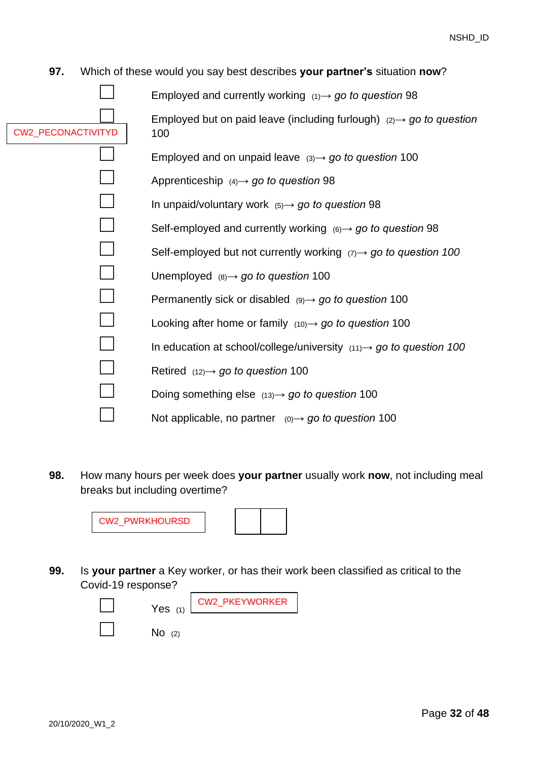**97.** Which of these would you say best describes **your partner's** situation **now**?

CW2_PECONACTIVITYD

- ☐ Employed and currently working (1)→ *go to question* 98
- ☐ Employed but on paid leave (including furlough) (2)→ *go to question* 100
- ☐ Employed and on unpaid leave (3)→ *go to question* 100
- ☐ Apprenticeship (4)→ *go to question* 98
- ☐ In unpaid/voluntary work (5)→ *go to question* 98
- ☐ Self-employed and currently working (6)→ *go to question* 98
- ☐ Self-employed but not currently working (7)→ *go to question 100*
- ☐ Unemployed (8)→ *go to question* 100
- ☐ Permanently sick or disabled (9)→ *go to question* 100
- ☐ Looking after home or family (10)→ *go to question* 100
- ☐ In education at school/college/university (11)→ *go to question 100*
- ☐ Retired (12)→ *go to question* 100
- ☐ Doing something else (13)→ *go to question* 100
- ☐ Not applicable, no partner (0)→ *go to question* 100

**98.** How many hours per week does **your partner** usually work **now**, not including meal breaks but including overtime?

CW2_PWRKHOURSD ☐☐

**99.** Is **your partner** a Key worker, or has their work been classified as critical to the Covid-19 response?

CW2_PKEYWORKER

- ☐ Yes (1)
- ☐ No (2)

20/10/2020_W1_2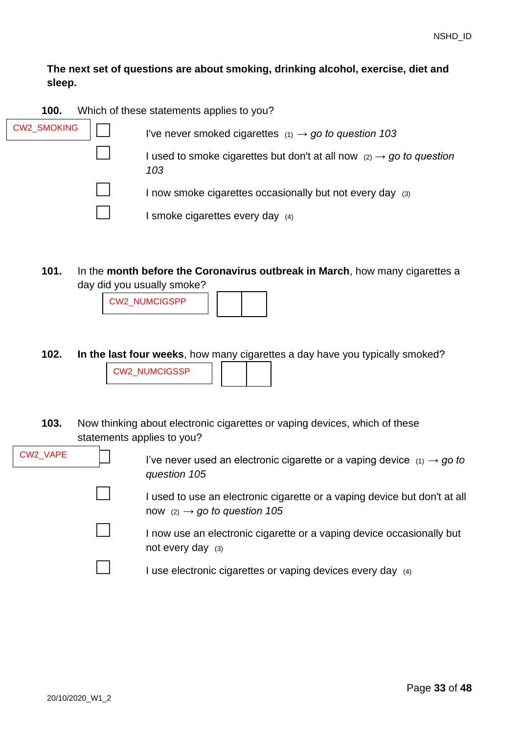**The next set of questions are about smoking, drinking alcohol, exercise, diet and sleep.**

**100.** Which of these statements applies to you?

CW2_SMOKING

- ☐ I've never smoked cigarettes (1) → *go to question 103*
- ☐ I used to smoke cigarettes but don't at all now (2) → *go to question 103*
- ☐ I now smoke cigarettes occasionally but not every day (3)
- ☐ I smoke cigarettes every day (4)

**101.** In the **month before the Coronavirus outbreak in March**, how many cigarettes a day did you usually smoke?

CW2_NUMCIGSPP ☐☐

**102.** **In the last four weeks**, how many cigarettes a day have you typically smoked?

CW2_NUMCIGSSP ☐☐

**103.** Now thinking about electronic cigarettes or vaping devices, which of these statements applies to you?

CW2_VAPE

- ☐ I've never used an electronic cigarette or a vaping device (1) → *go to question 105*
- ☐ I used to use an electronic cigarette or a vaping device but don't at all now (2) → *go to question 105*
- ☐ I now use an electronic cigarette or a vaping device occasionally but not every day (3)
- ☐ I use electronic cigarettes or vaping devices every day (4)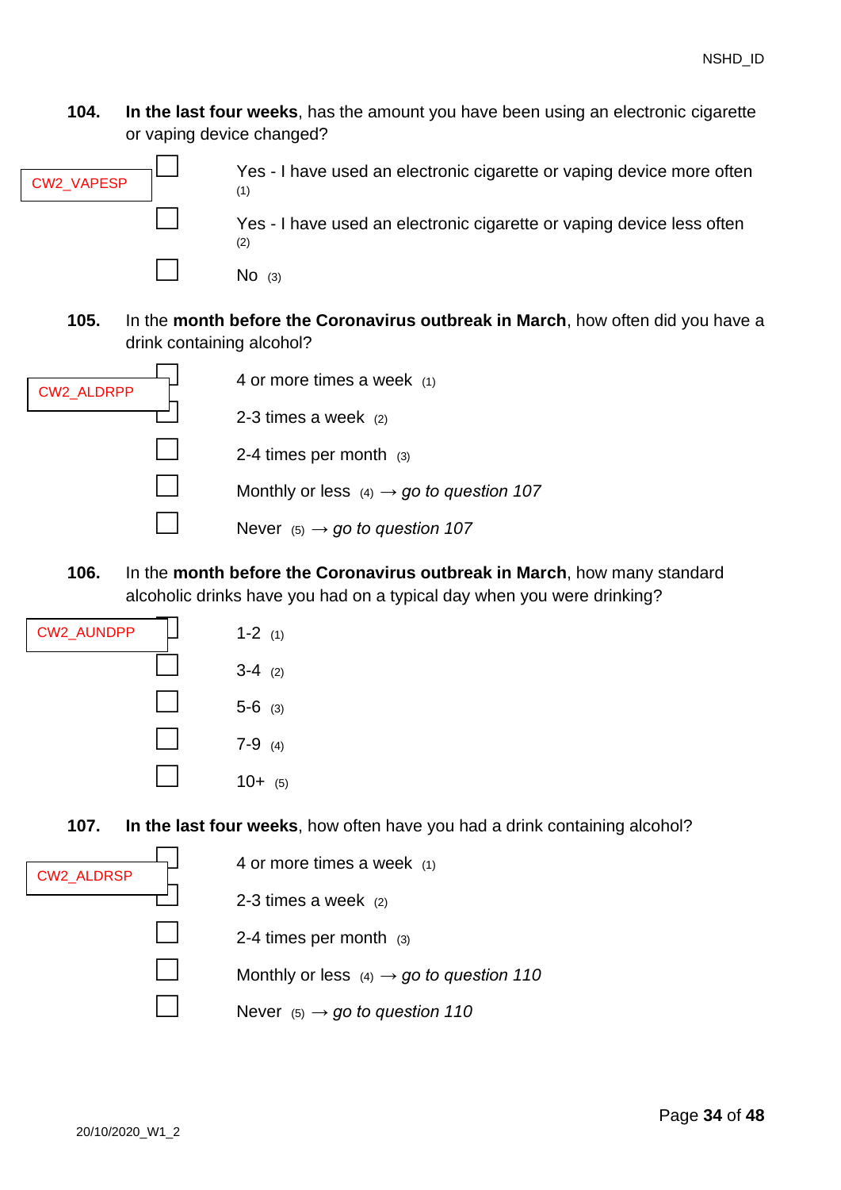NSHD_ID

**104.** **In the last four weeks**, has the amount you have been using an electronic cigarette or vaping device changed?

CW2_VAPESP

- ☐ Yes - I have used an electronic cigarette or vaping device more often (1)
- ☐ Yes - I have used an electronic cigarette or vaping device less often (2)
- ☐ No (3)

**105.** In the **month before the Coronavirus outbreak in March**, how often did you have a drink containing alcohol?

CW2_ALDRPP

- ☐ 4 or more times a week (1)
- ☐ 2-3 times a week (2)
- ☐ 2-4 times per month (3)
- ☐ Monthly or less (4) → *go to question 107*
- ☐ Never (5) → *go to question 107*

**106.** In the **month before the Coronavirus outbreak in March**, how many standard alcoholic drinks have you had on a typical day when you were drinking?

CW2_AUNDPP

- ☐ 1-2 (1)
- ☐ 3-4 (2)
- ☐ 5-6 (3)
- ☐ 7-9 (4)
- ☐ 10+ (5)

**107.** **In the last four weeks**, how often have you had a drink containing alcohol?

CW2_ALDRSP

- ☐ 4 or more times a week (1)
- ☐ 2-3 times a week (2)
- ☐ 2-4 times per month (3)
- ☐ Monthly or less (4) → *go to question 110*
- ☐ Never (5) → *go to question 110*

20/10/2020_W1_2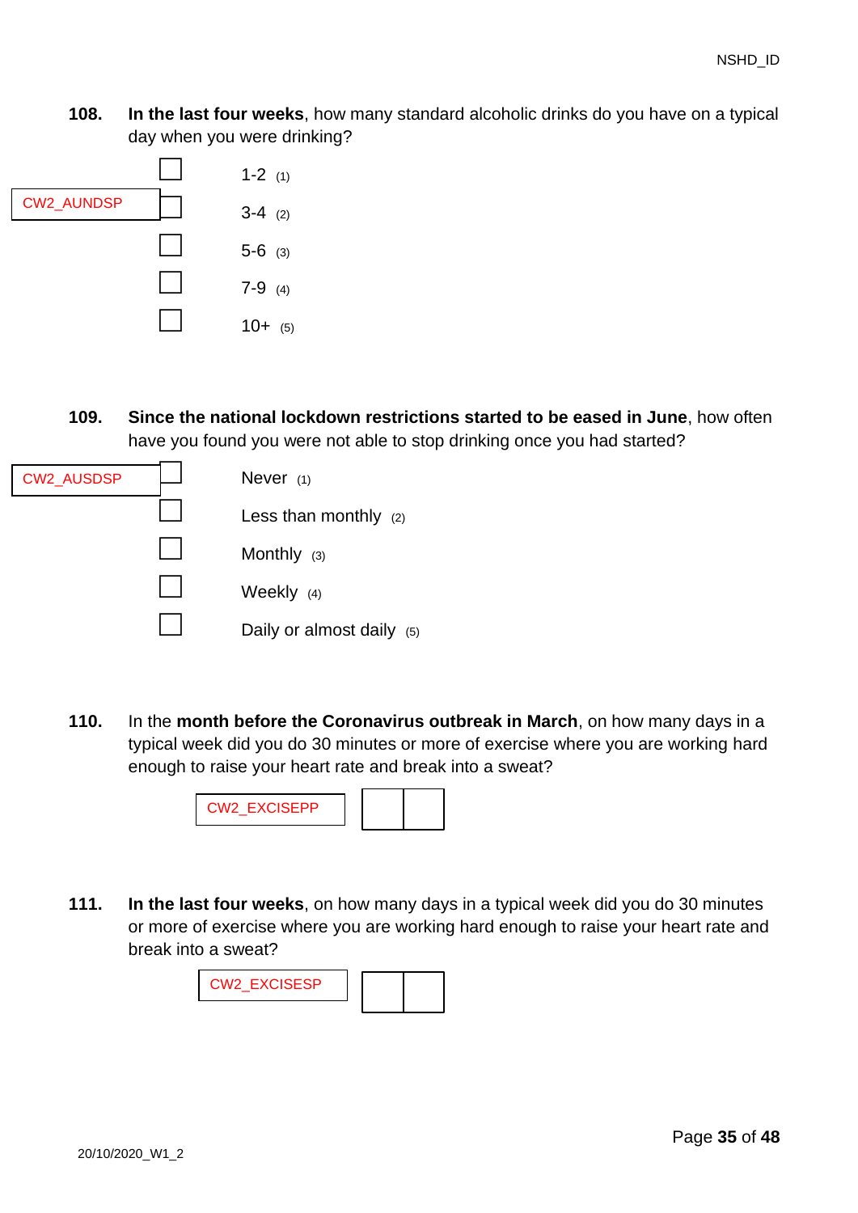**108.** **In the last four weeks**, how many standard alcoholic drinks do you have on a typical day when you were drinking?

CW2_AUNDSP

- ☐ 1-2 (1)
- ☐ 3-4 (2)
- ☐ 5-6 (3)
- ☐ 7-9 (4)
- ☐ 10+ (5)

**109.** **Since the national lockdown restrictions started to be eased in June**, how often have you found you were not able to stop drinking once you had started?

CW2_AUSDSP

- ☐ Never (1)
- ☐ Less than monthly (2)
- ☐ Monthly (3)
- ☐ Weekly (4)
- ☐ Daily or almost daily (5)

**110.** In the **month before the Coronavirus outbreak in March**, on how many days in a typical week did you do 30 minutes or more of exercise where you are working hard enough to raise your heart rate and break into a sweat?

CW2_EXCISEPP ☐☐

**111.** **In the last four weeks**, on how many days in a typical week did you do 30 minutes or more of exercise where you are working hard enough to raise your heart rate and break into a sweat?

CW2_EXCISESP ☐☐

20/10/2020_W1_2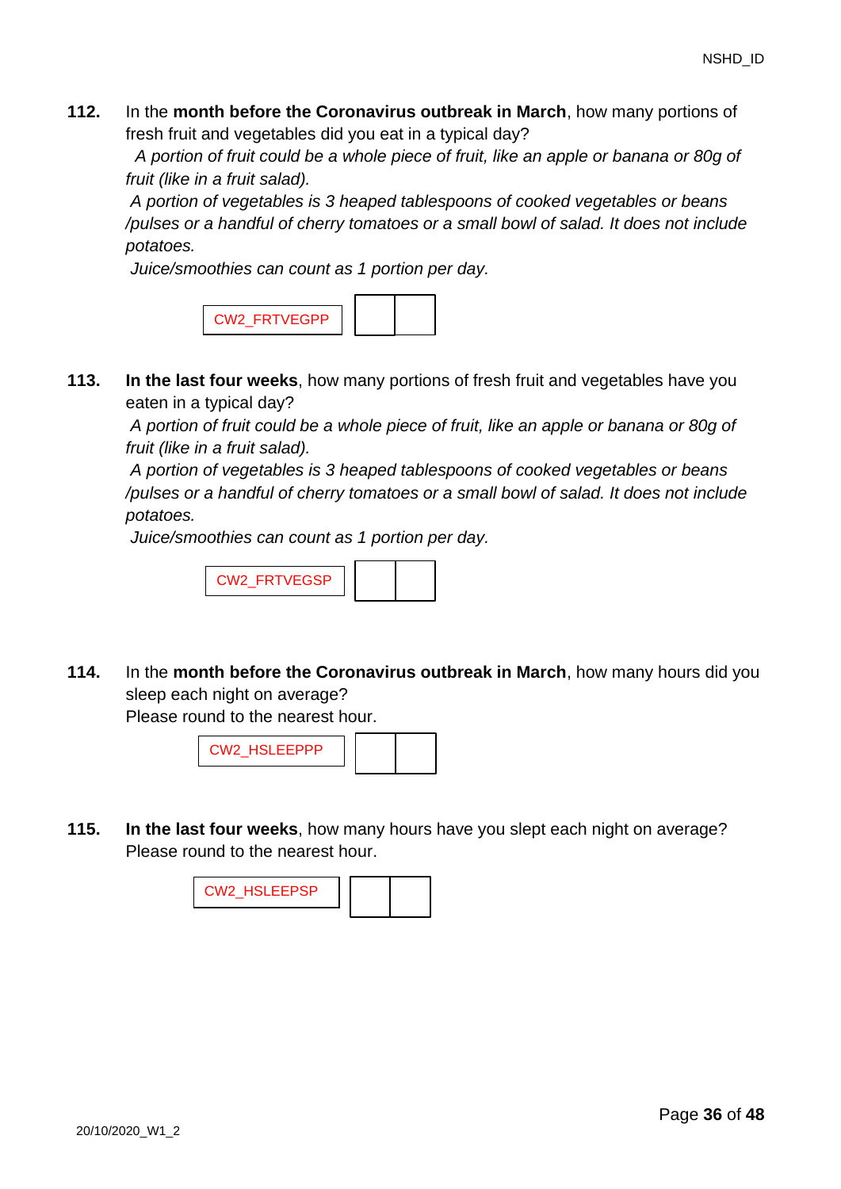**112.** In the **month before the Coronavirus outbreak in March**, how many portions of fresh fruit and vegetables did you eat in a typical day?

*A portion of fruit could be a whole piece of fruit, like an apple or banana or 80g of fruit (like in a fruit salad).*

*A portion of vegetables is 3 heaped tablespoons of cooked vegetables or beans /pulses or a handful of cherry tomatoes or a small bowl of salad. It does not include potatoes.*

*Juice/smoothies can count as 1 portion per day.*

| CW2_FRTVEGPP | | |
|---|---|---|

**113.** **In the last four weeks**, how many portions of fresh fruit and vegetables have you eaten in a typical day?

*A portion of fruit could be a whole piece of fruit, like an apple or banana or 80g of fruit (like in a fruit salad).*

*A portion of vegetables is 3 heaped tablespoons of cooked vegetables or beans /pulses or a handful of cherry tomatoes or a small bowl of salad. It does not include potatoes.*

*Juice/smoothies can count as 1 portion per day.*

| CW2_FRTVEGSP | | |
|---|---|---|

**114.** In the **month before the Coronavirus outbreak in March**, how many hours did you sleep each night on average?
Please round to the nearest hour.

| CW2_HSLEEPPP | | |
|---|---|---|

**115.** **In the last four weeks**, how many hours have you slept each night on average?
Please round to the nearest hour.

| CW2_HSLEEPSP | | |
|---|---|---|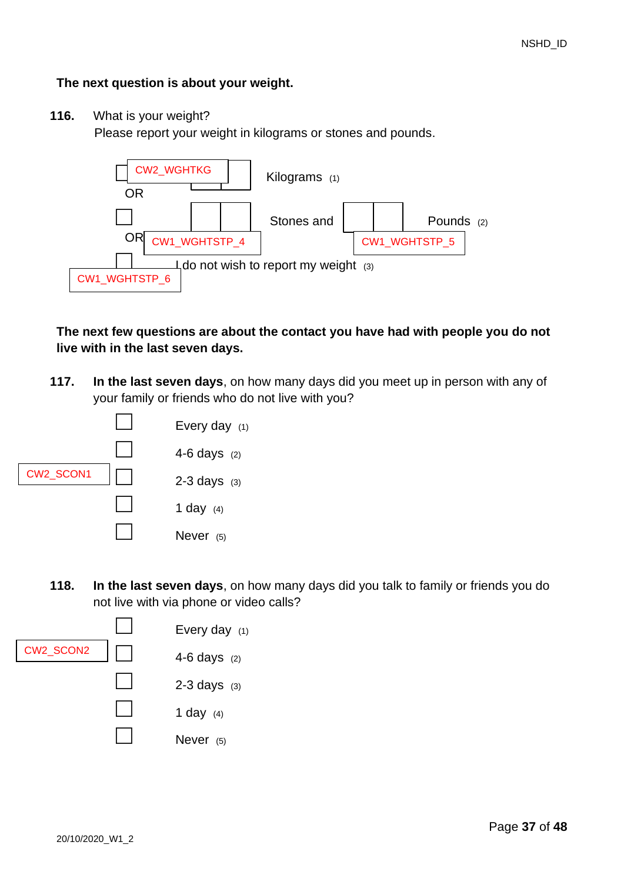NSHD_ID

**The next question is about your weight.**

**116.** What is your weight?
Please report your weight in kilograms or stones and pounds.

CW2_WGHTKG

☐ ☐☐☐ Kilograms (1)

OR

☐ ☐☐ Stones and ☐☐ Pounds (2)

CW1_WGHTSTP_4 CW1_WGHTSTP_5

OR

☐ I do not wish to report my weight (3)

CW1_WGHTSTP_6

**The next few questions are about the contact you have had with people you do not live with in the last seven days.**

**117.** **In the last seven days**, on how many days did you meet up in person with any of your family or friends who do not live with you?

CW2_SCON1

- ☐ Every day (1)
- ☐ 4-6 days (2)
- ☐ 2-3 days (3)
- ☐ 1 day (4)
- ☐ Never (5)

**118.** **In the last seven days**, on how many days did you talk to family or friends you do not live with via phone or video calls?

CW2_SCON2

- ☐ Every day (1)
- ☐ 4-6 days (2)
- ☐ 2-3 days (3)
- ☐ 1 day (4)
- ☐ Never (5)

20/10/2020_W1_2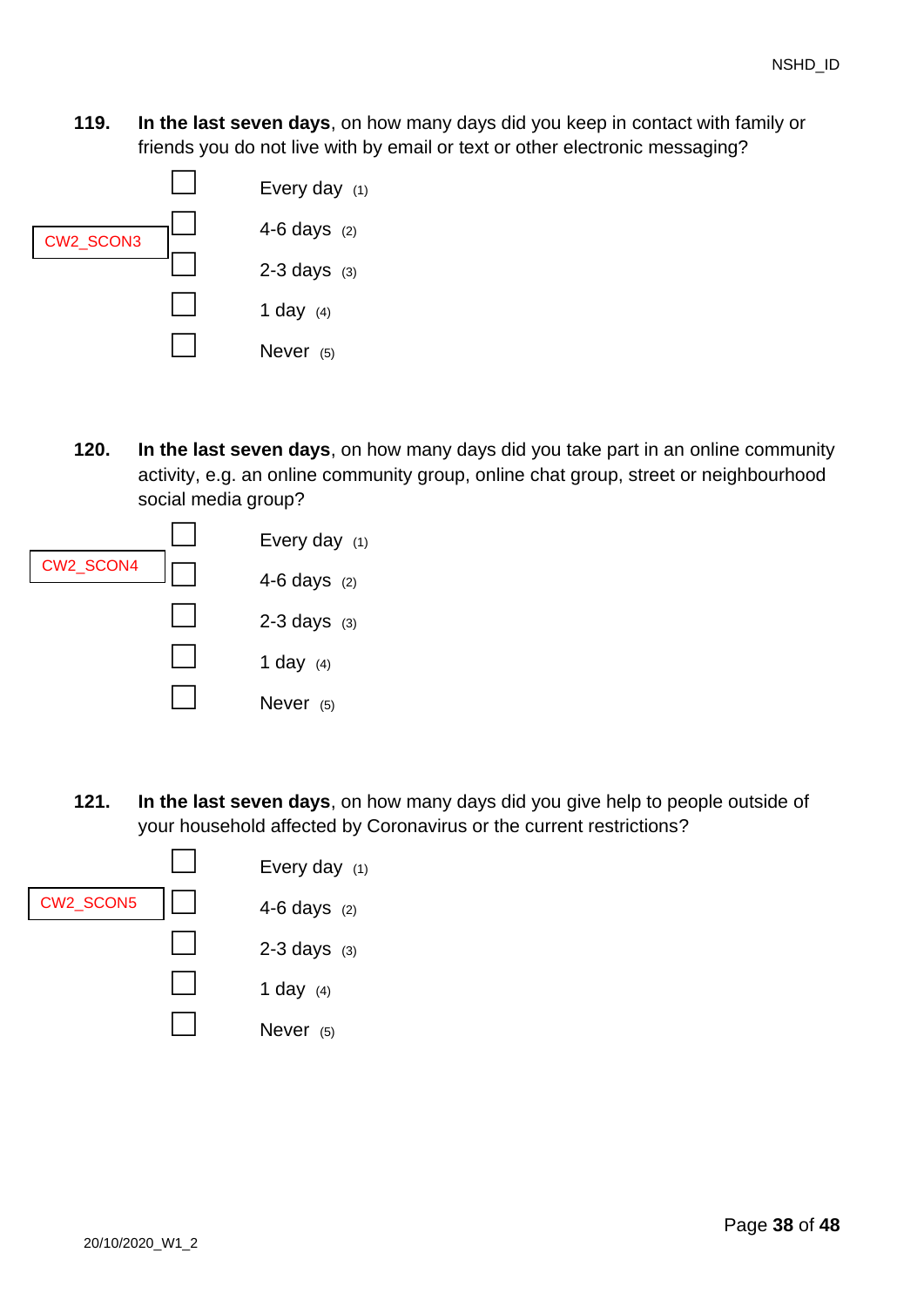**119.** **In the last seven days**, on how many days did you keep in contact with family or friends you do not live with by email or text or other electronic messaging?

CW2_SCON3

- ☐ Every day (1)
- ☐ 4-6 days (2)
- ☐ 2-3 days (3)
- ☐ 1 day (4)
- ☐ Never (5)

**120.** **In the last seven days**, on how many days did you take part in an online community activity, e.g. an online community group, online chat group, street or neighbourhood social media group?

CW2_SCON4

- ☐ Every day (1)
- ☐ 4-6 days (2)
- ☐ 2-3 days (3)
- ☐ 1 day (4)
- ☐ Never (5)

**121.** **In the last seven days**, on how many days did you give help to people outside of your household affected by Coronavirus or the current restrictions?

CW2_SCON5

- ☐ Every day (1)
- ☐ 4-6 days (2)
- ☐ 2-3 days (3)
- ☐ 1 day (4)
- ☐ Never (5)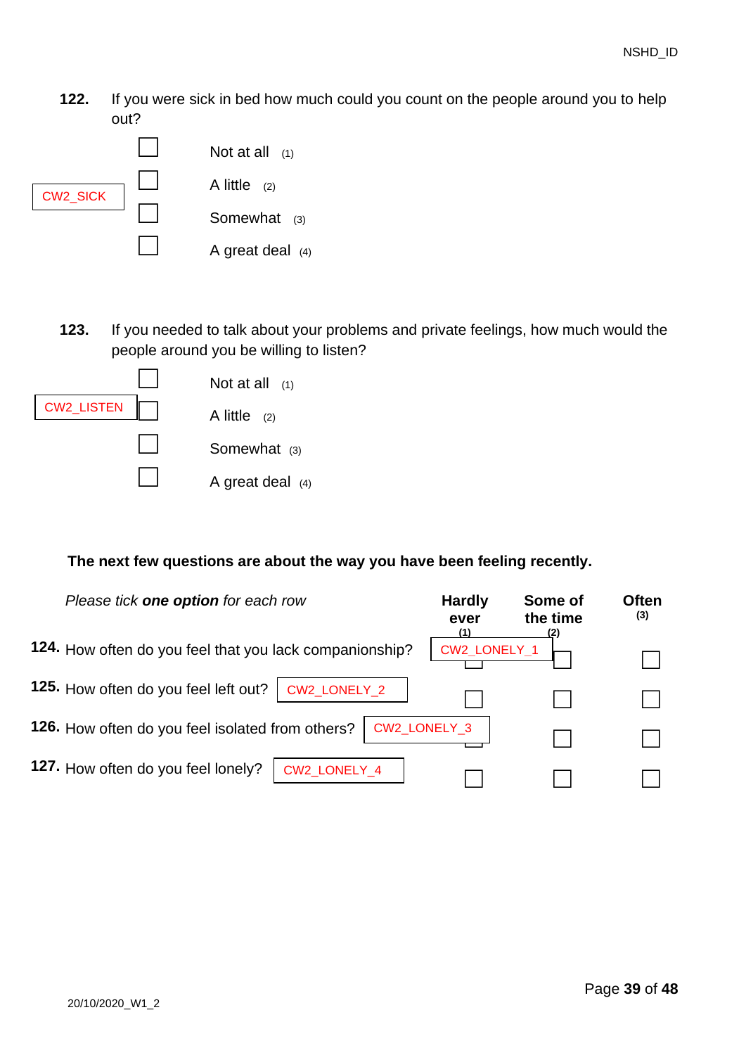NSHD_ID

**122.** If you were sick in bed how much could you count on the people around you to help out?

CW2_SICK

☐ Not at all (1)

☐ A little (2)

☐ Somewhat (3)

☐ A great deal (4)

**123.** If you needed to talk about your problems and private feelings, how much would the people around you be willing to listen?

CW2_LISTEN

☐ Not at all (1)

☐ A little (2)

☐ Somewhat (3)

☐ A great deal (4)

**The next few questions are about the way you have been feeling recently.**

| *Please tick **one option** for each row* | **Hardly ever** (1) | **Some of the time** (2) | **Often** (3) |
|---|---|---|---|
| **124.** How often do you feel that you lack companionship? CW2_LONELY_1 | ☐ | ☐ | ☐ |
| **125.** How often do you feel left out? CW2_LONELY_2 | ☐ | ☐ | ☐ |
| **126.** How often do you feel isolated from others? CW2_LONELY_3 | ☐ | ☐ | ☐ |
| **127.** How often do you feel lonely? CW2_LONELY_4 | ☐ | ☐ | ☐ |

20/10/2020_W1_2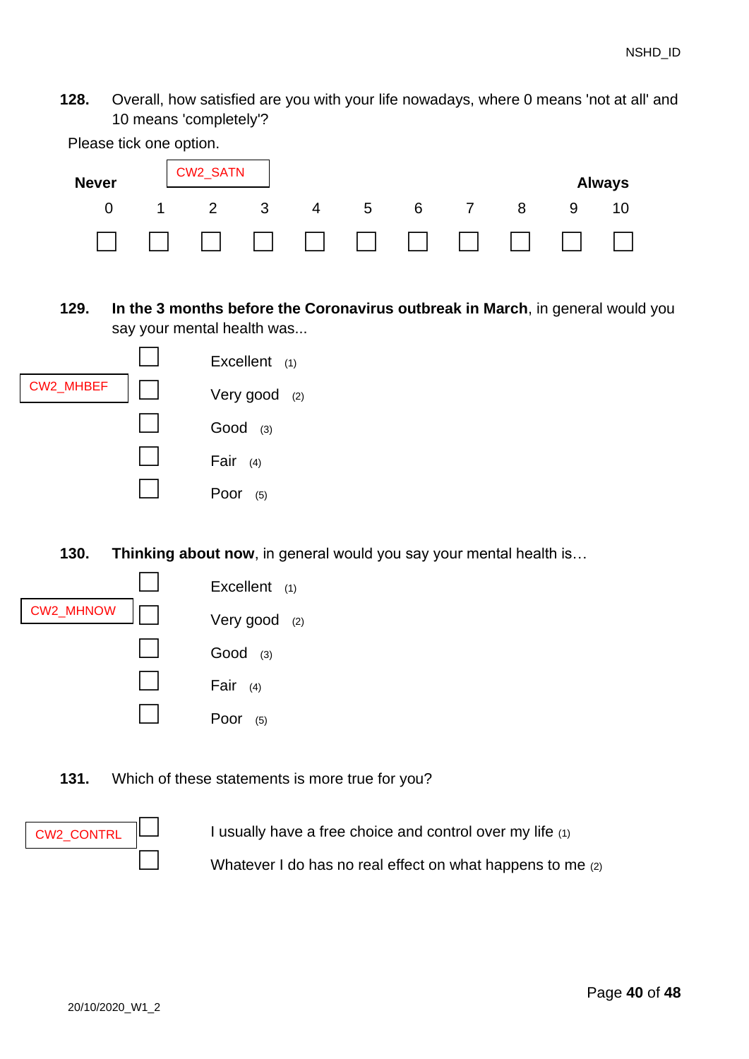**128.** Overall, how satisfied are you with your life nowadays, where 0 means 'not at all' and 10 means 'completely'?

Please tick one option.

CW2_SATN

| Never | | | | | | | | | | Always |
|---|---|---|---|---|---|---|---|---|---|---|
| 0 | 1 | 2 | 3 | 4 | 5 | 6 | 7 | 8 | 9 | 10 |
| ☐ | ☐ | ☐ | ☐ | ☐ | ☐ | ☐ | ☐ | ☐ | ☐ | ☐ |

**129.** **In the 3 months before the Coronavirus outbreak in March**, in general would you say your mental health was...

CW2_MHBEF

- ☐ Excellent (1)
- ☐ Very good (2)
- ☐ Good (3)
- ☐ Fair (4)
- ☐ Poor (5)

**130.** **Thinking about now**, in general would you say your mental health is…

CW2_MHNOW

- ☐ Excellent (1)
- ☐ Very good (2)
- ☐ Good (3)
- ☐ Fair (4)
- ☐ Poor (5)

**131.** Which of these statements is more true for you?

CW2_CONTRL

- ☐ I usually have a free choice and control over my life (1)
- ☐ Whatever I do has no real effect on what happens to me (2)

20/10/2020_W1_2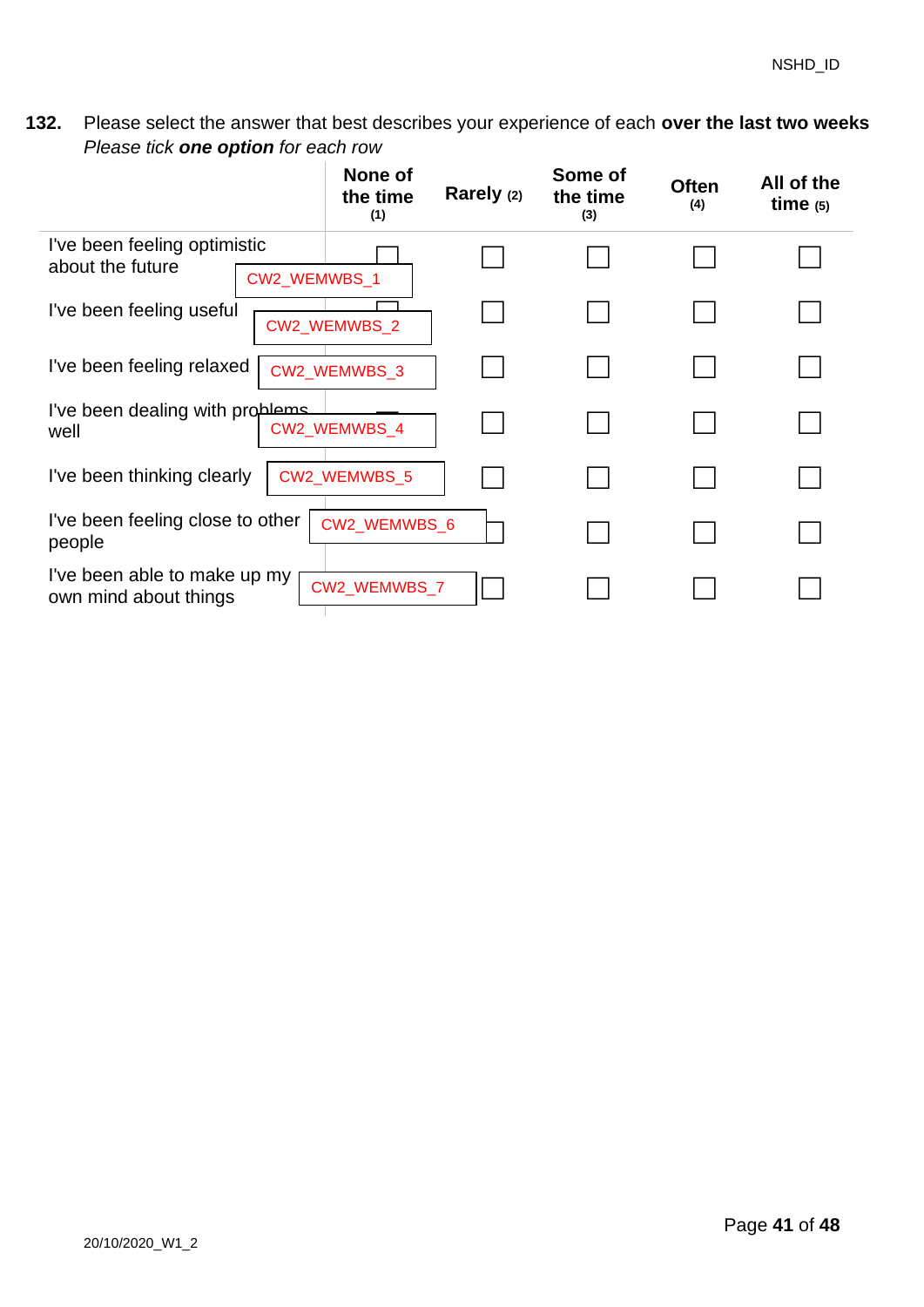**132.** Please select the answer that best describes your experience of each **over the last two weeks**
*Please tick **one option** for each row*

| | **None of the time** (1) | **Rarely** (2) | **Some of the time** (3) | **Often** (4) | **All of the time** (5) |
|---|---|---|---|---|---|
| I've been feeling optimistic about the future CW2_WEMWBS_1 | ☐ | ☐ | ☐ | ☐ | ☐ |
| I've been feeling useful CW2_WEMWBS_2 | ☐ | ☐ | ☐ | ☐ | ☐ |
| I've been feeling relaxed CW2_WEMWBS_3 | ☐ | ☐ | ☐ | ☐ | ☐ |
| I've been dealing with problems well CW2_WEMWBS_4 | ☐ | ☐ | ☐ | ☐ | ☐ |
| I've been thinking clearly CW2_WEMWBS_5 | ☐ | ☐ | ☐ | ☐ | ☐ |
| I've been feeling close to other people CW2_WEMWBS_6 | ☐ | ☐ | ☐ | ☐ | ☐ |
| I've been able to make up my own mind about things CW2_WEMWBS_7 | ☐ | ☐ | ☐ | ☐ | ☐ |

20/10/2020_W1_2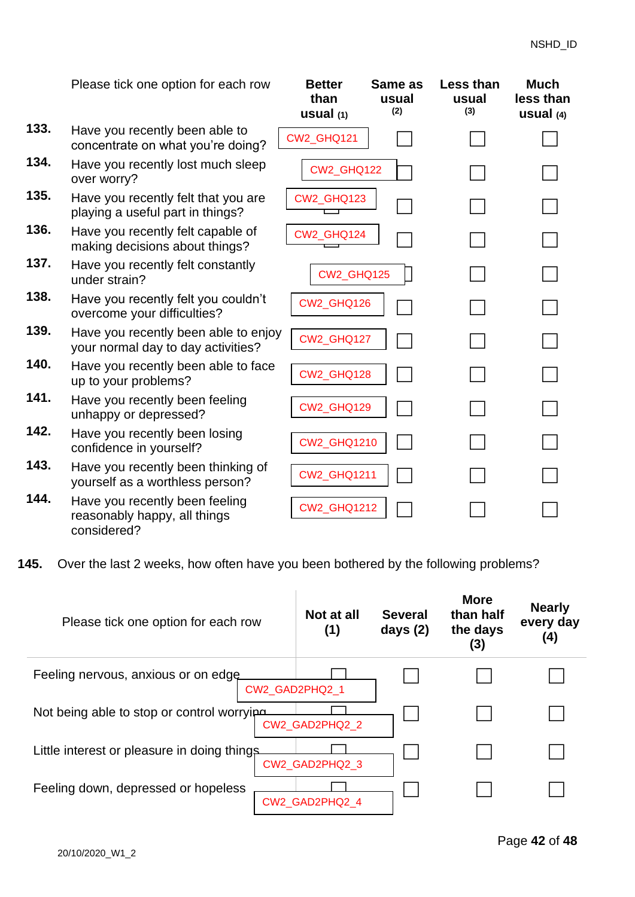NSHD_ID

| | Please tick one option for each row | Better than usual (1) | Same as usual (2) | Less than usual (3) | Much less than usual (4) |
|---|---|---|---|---|---|
| 133. | Have you recently been able to concentrate on what you're doing? | CW2_GHQ121 | ☐ | ☐ | ☐ |
| 134. | Have you recently lost much sleep over worry? | CW2_GHQ122 | ☐ | ☐ | ☐ |
| 135. | Have you recently felt that you are playing a useful part in things? | CW2_GHQ123 | ☐ | ☐ | ☐ |
| 136. | Have you recently felt capable of making decisions about things? | CW2_GHQ124 | ☐ | ☐ | ☐ |
| 137. | Have you recently felt constantly under strain? | CW2_GHQ125 | ☐ | ☐ | ☐ |
| 138. | Have you recently felt you couldn't overcome your difficulties? | CW2_GHQ126 | ☐ | ☐ | ☐ |
| 139. | Have you recently been able to enjoy your normal day to day activities? | CW2_GHQ127 | ☐ | ☐ | ☐ |
| 140. | Have you recently been able to face up to your problems? | CW2_GHQ128 | ☐ | ☐ | ☐ |
| 141. | Have you recently been feeling unhappy or depressed? | CW2_GHQ129 | ☐ | ☐ | ☐ |
| 142. | Have you recently been losing confidence in yourself? | CW2_GHQ1210 | ☐ | ☐ | ☐ |
| 143. | Have you recently been thinking of yourself as a worthless person? | CW2_GHQ1211 | ☐ | ☐ | ☐ |
| 144. | Have you recently been feeling reasonably happy, all things considered? | CW2_GHQ1212 | ☐ | ☐ | ☐ |

**145.** Over the last 2 weeks, how often have you been bothered by the following problems?

| Please tick one option for each row | Not at all (1) | Several days (2) | More than half the days (3) | Nearly every day (4) |
|---|---|---|---|---|
| Feeling nervous, anxious or on edge | CW2_GAD2PHQ2_1 | ☐ | ☐ | ☐ |
| Not being able to stop or control worrying | CW2_GAD2PHQ2_2 | ☐ | ☐ | ☐ |
| Little interest or pleasure in doing things | CW2_GAD2PHQ2_3 | ☐ | ☐ | ☐ |
| Feeling down, depressed or hopeless | CW2_GAD2PHQ2_4 | ☐ | ☐ | ☐ |

20/10/2020_W1_2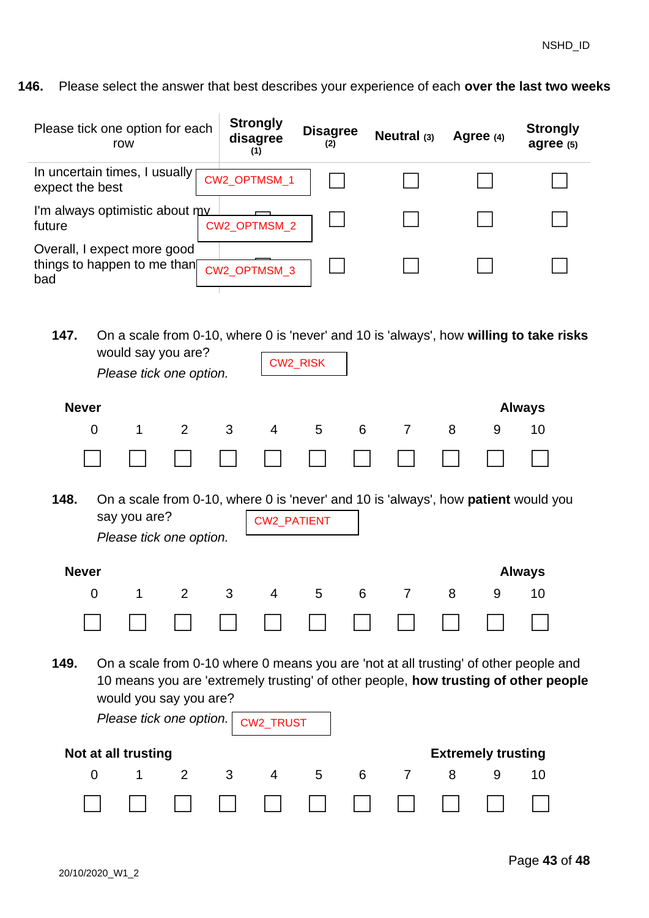NSHD_ID

**146.** Please select the answer that best describes your experience of each **over the last two weeks**

| Please tick one option for each row | **Strongly disagree** (1) | **Disagree** (2) | **Neutral** (3) | **Agree** (4) | **Strongly agree** (5) |
|---|---|---|---|---|---|
| In uncertain times, I usually expect the best | CW2_OPTMSM_1 | ☐ | ☐ | ☐ | ☐ |
| I'm always optimistic about my future | CW2_OPTMSM_2 | ☐ | ☐ | ☐ | ☐ |
| Overall, I expect more good things to happen to me than bad | CW2_OPTMSM_3 | ☐ | ☐ | ☐ | ☐ |

**147.** On a scale from 0-10, where 0 is 'never' and 10 is 'always', how **willing to take risks** would say you are?

*Please tick one option.* CW2_RISK

| **Never** | | | | | | | | | | **Always** |
|---|---|---|---|---|---|---|---|---|---|---|
| 0 | 1 | 2 | 3 | 4 | 5 | 6 | 7 | 8 | 9 | 10 |
| ☐ | ☐ | ☐ | ☐ | ☐ | ☐ | ☐ | ☐ | ☐ | ☐ | ☐ |

**148.** On a scale from 0-10, where 0 is 'never' and 10 is 'always', how **patient** would you say you are?

*Please tick one option.* CW2_PATIENT

| **Never** | | | | | | | | | | **Always** |
|---|---|---|---|---|---|---|---|---|---|---|
| 0 | 1 | 2 | 3 | 4 | 5 | 6 | 7 | 8 | 9 | 10 |
| ☐ | ☐ | ☐ | ☐ | ☐ | ☐ | ☐ | ☐ | ☐ | ☐ | ☐ |

**149.** On a scale from 0-10 where 0 means you are 'not at all trusting' of other people and 10 means you are 'extremely trusting' of other people, **how trusting of other people** would you say you are?

*Please tick one option.* CW2_TRUST

| **Not at all trusting** | | | | | | | | | | **Extremely trusting** |
|---|---|---|---|---|---|---|---|---|---|---|
| 0 | 1 | 2 | 3 | 4 | 5 | 6 | 7 | 8 | 9 | 10 |
| ☐ | ☐ | ☐ | ☐ | ☐ | ☐ | ☐ | ☐ | ☐ | ☐ | ☐ |

20/10/2020_W1_2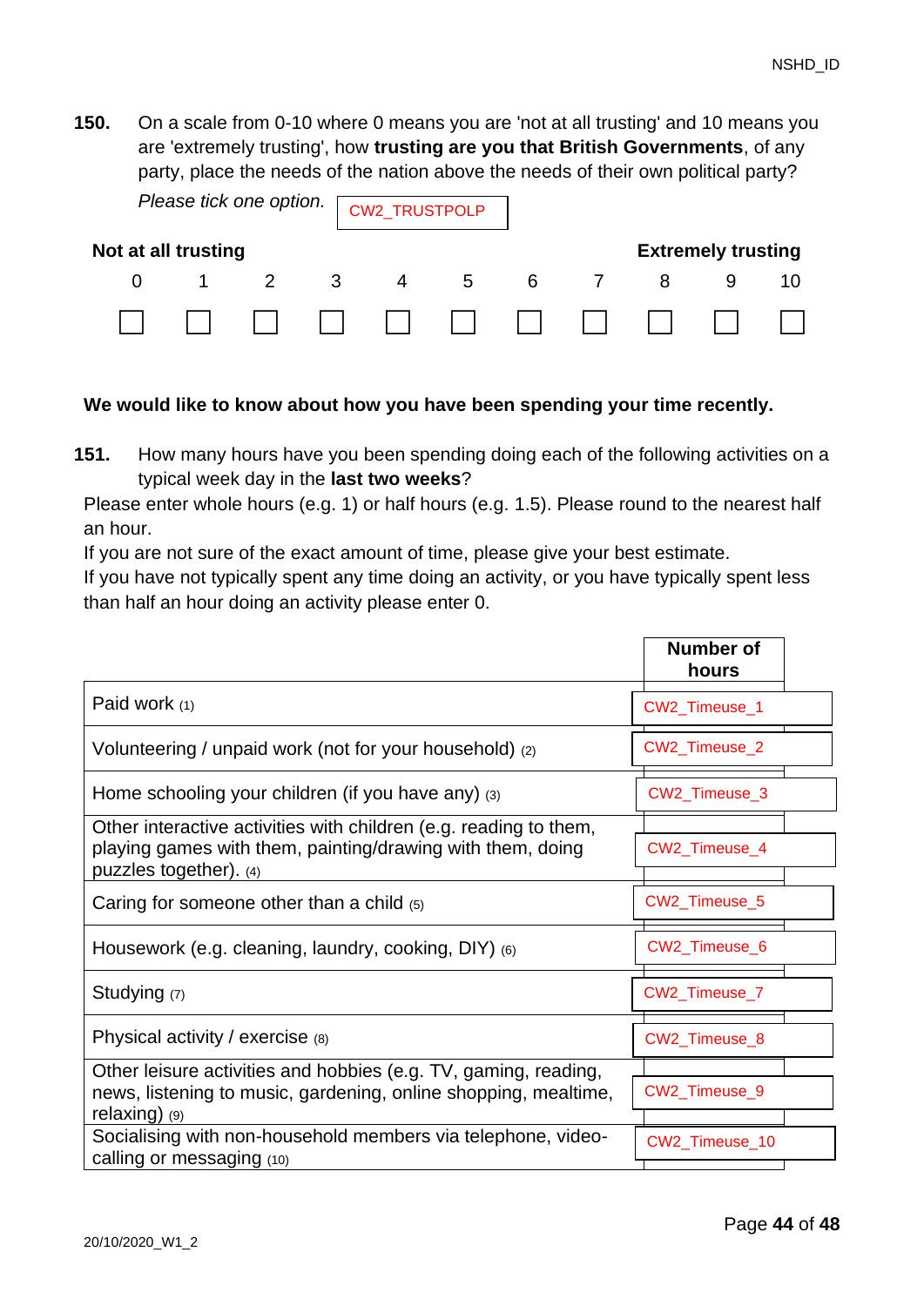**150.** On a scale from 0-10 where 0 means you are 'not at all trusting' and 10 means you are 'extremely trusting', how **trusting are you that British Governments**, of any party, place the needs of the nation above the needs of their own political party?

*Please tick one option.* CW2_TRUSTPOLP

| Not at all trusting | | | | | | | | | | Extremely trusting |
|---|---|---|---|---|---|---|---|---|---|---|
| 0 | 1 | 2 | 3 | 4 | 5 | 6 | 7 | 8 | 9 | 10 |
| ☐ | ☐ | ☐ | ☐ | ☐ | ☐ | ☐ | ☐ | ☐ | ☐ | ☐ |

**We would like to know about how you have been spending your time recently.**

**151.** How many hours have you been spending doing each of the following activities on a typical week day in the **last two weeks**?

Please enter whole hours (e.g. 1) or half hours (e.g. 1.5). Please round to the nearest half an hour.

If you are not sure of the exact amount of time, please give your best estimate.

If you have not typically spent any time doing an activity, or you have typically spent less than half an hour doing an activity please enter 0.

| | Number of hours |
|---|---|
| Paid work (1) | CW2_Timeuse_1 |
| Volunteering / unpaid work (not for your household) (2) | CW2_Timeuse_2 |
| Home schooling your children (if you have any) (3) | CW2_Timeuse_3 |
| Other interactive activities with children (e.g. reading to them, playing games with them, painting/drawing with them, doing puzzles together). (4) | CW2_Timeuse_4 |
| Caring for someone other than a child (5) | CW2_Timeuse_5 |
| Housework (e.g. cleaning, laundry, cooking, DIY) (6) | CW2_Timeuse_6 |
| Studying (7) | CW2_Timeuse_7 |
| Physical activity / exercise (8) | CW2_Timeuse_8 |
| Other leisure activities and hobbies (e.g. TV, gaming, reading, news, listening to music, gardening, online shopping, mealtime, relaxing) (9) | CW2_Timeuse_9 |
| Socialising with non-household members via telephone, video-calling or messaging (10) | CW2_Timeuse_10 |

20/10/2020_W1_2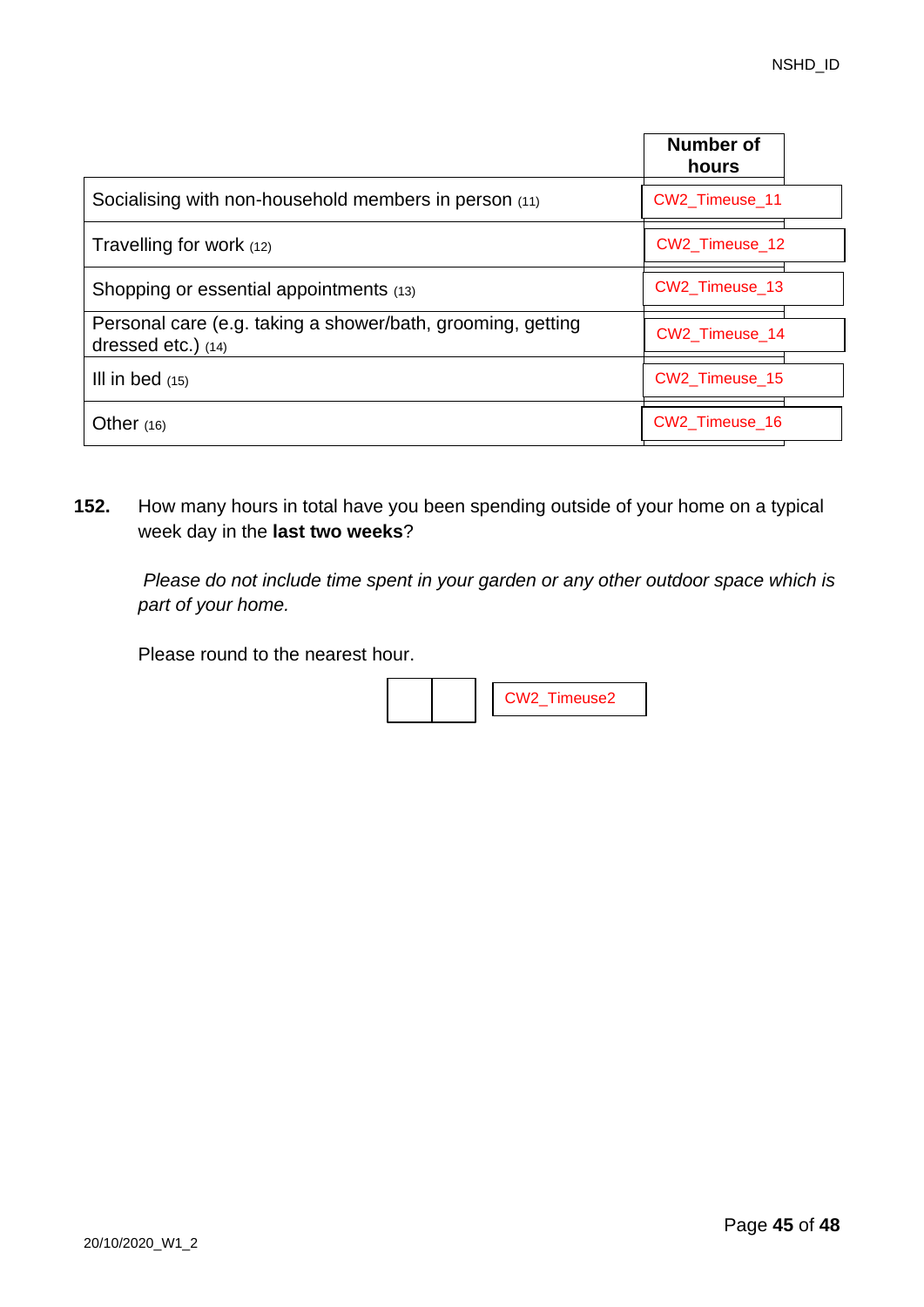| | Number of hours |
|---|---|
| Socialising with non-household members in person (11) | CW2_Timeuse_11 |
| Travelling for work (12) | CW2_Timeuse_12 |
| Shopping or essential appointments (13) | CW2_Timeuse_13 |
| Personal care (e.g. taking a shower/bath, grooming, getting dressed etc.) (14) | CW2_Timeuse_14 |
| Ill in bed (15) | CW2_Timeuse_15 |
| Other (16) | CW2_Timeuse_16 |

**152.** How many hours in total have you been spending outside of your home on a typical week day in the **last two weeks**?

*Please do not include time spent in your garden or any other outdoor space which is part of your home.*

Please round to the nearest hour.

| | | CW2_Timeuse2 |
|---|---|---|

20/10/2020_W1_2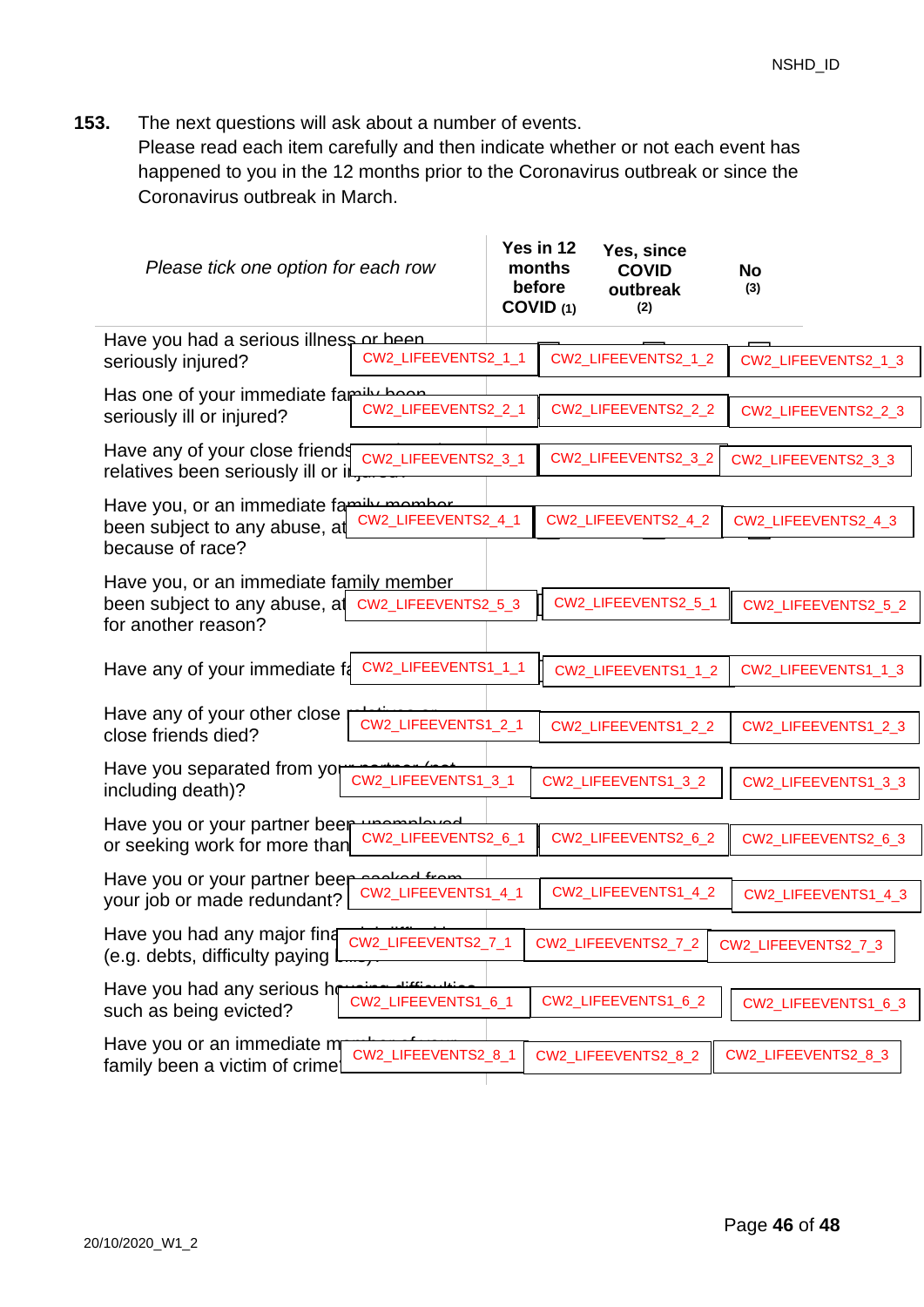NSHD_ID

**153.** The next questions will ask about a number of events.
Please read each item carefully and then indicate whether or not each event has happened to you in the 12 months prior to the Coronavirus outbreak or since the Coronavirus outbreak in March.

| *Please tick one option for each row* | **Yes in 12 months before COVID** (1) | **Yes, since COVID outbreak** (2) | **No** (3) |
|---|---|---|---|
| Have you had a serious illness or been seriously injured? | CW2_LIFEEVENTS2_1_1 | CW2_LIFEEVENTS2_1_2 | CW2_LIFEEVENTS2_1_3 |
| Has one of your immediate family been seriously ill or injured? | CW2_LIFEEVENTS2_2_1 | CW2_LIFEEVENTS2_2_2 | CW2_LIFEEVENTS2_2_3 |
| Have any of your close friends or relatives been seriously ill or injured? | CW2_LIFEEVENTS2_3_1 | CW2_LIFEEVENTS2_3_2 | CW2_LIFEEVENTS2_3_3 |
| Have you, or an immediate family member been subject to any abuse, at because of race? | CW2_LIFEEVENTS2_4_1 | CW2_LIFEEVENTS2_4_2 | CW2_LIFEEVENTS2_4_3 |
| Have you, or an immediate family member been subject to any abuse, at for another reason? | CW2_LIFEEVENTS2_5_3 | CW2_LIFEEVENTS2_5_1 | CW2_LIFEEVENTS2_5_2 |
| Have any of your immediate fa | CW2_LIFEEVENTS1_1_1 | CW2_LIFEEVENTS1_1_2 | CW2_LIFEEVENTS1_1_3 |
| Have any of your other close relatives or close friends died? | CW2_LIFEEVENTS1_2_1 | CW2_LIFEEVENTS1_2_2 | CW2_LIFEEVENTS1_2_3 |
| Have you separated from your partner (not including death)? | CW2_LIFEEVENTS1_3_1 | CW2_LIFEEVENTS1_3_2 | CW2_LIFEEVENTS1_3_3 |
| Have you or your partner been unemployed or seeking work for more than | CW2_LIFEEVENTS2_6_1 | CW2_LIFEEVENTS2_6_2 | CW2_LIFEEVENTS2_6_3 |
| Have you or your partner been sacked from your job or made redundant? | CW2_LIFEEVENTS1_4_1 | CW2_LIFEEVENTS1_4_2 | CW2_LIFEEVENTS1_4_3 |
| Have you had any major financial difficulties (e.g. debts, difficulty paying bills)? | CW2_LIFEEVENTS2_7_1 | CW2_LIFEEVENTS2_7_2 | CW2_LIFEEVENTS2_7_3 |
| Have you had any serious housing difficulties such as being evicted? | CW2_LIFEEVENTS1_6_1 | CW2_LIFEEVENTS1_6_2 | CW2_LIFEEVENTS1_6_3 |
| Have you or an immediate member of your family been a victim of crime | CW2_LIFEEVENTS2_8_1 | CW2_LIFEEVENTS2_8_2 | CW2_LIFEEVENTS2_8_3 |

20/10/2020_W1_2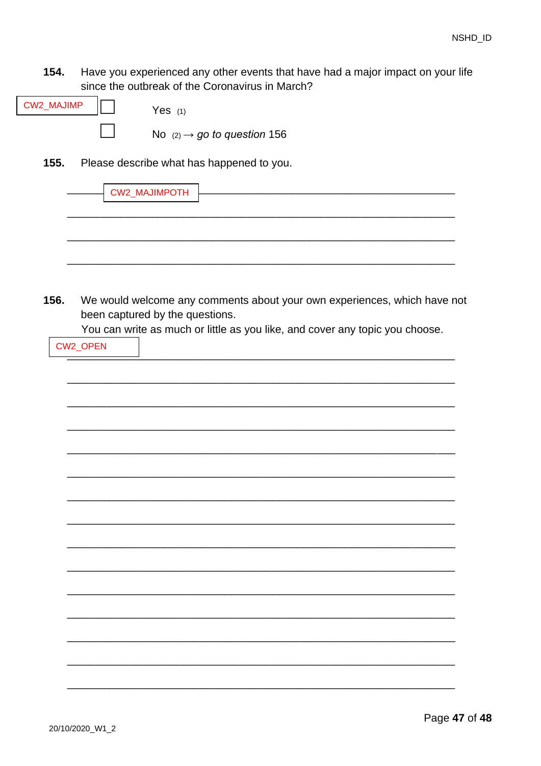**154.** Have you experienced any other events that have had a major impact on your life since the outbreak of the Coronavirus in March?

CW2_MAJIMP

- [ ] Yes (1)
- [ ] No (2) → *go to question* 156

**155.** Please describe what has happened to you.

CW2_MAJIMPOTH

\_\_\_\_\_\_\_\_\_\_\_\_\_\_\_\_\_\_\_\_\_\_\_\_\_\_\_\_\_\_\_\_\_\_\_\_\_\_\_\_\_\_\_\_\_\_\_\_\_\_\_\_\_\_\_\_\_\_\_\_

\_\_\_\_\_\_\_\_\_\_\_\_\_\_\_\_\_\_\_\_\_\_\_\_\_\_\_\_\_\_\_\_\_\_\_\_\_\_\_\_\_\_\_\_\_\_\_\_\_\_\_\_\_\_\_\_\_\_\_\_

\_\_\_\_\_\_\_\_\_\_\_\_\_\_\_\_\_\_\_\_\_\_\_\_\_\_\_\_\_\_\_\_\_\_\_\_\_\_\_\_\_\_\_\_\_\_\_\_\_\_\_\_\_\_\_\_\_\_\_\_

\_\_\_\_\_\_\_\_\_\_\_\_\_\_\_\_\_\_\_\_\_\_\_\_\_\_\_\_\_\_\_\_\_\_\_\_\_\_\_\_\_\_\_\_\_\_\_\_\_\_\_\_\_\_\_\_\_\_\_\_

**156.** We would welcome any comments about your own experiences, which have not been captured by the questions.
You can write as much or little as you like, and cover any topic you choose.

CW2_OPEN

\_\_\_\_\_\_\_\_\_\_\_\_\_\_\_\_\_\_\_\_\_\_\_\_\_\_\_\_\_\_\_\_\_\_\_\_\_\_\_\_\_\_\_\_\_\_\_\_\_\_\_\_\_\_\_\_\_\_\_\_

\_\_\_\_\_\_\_\_\_\_\_\_\_\_\_\_\_\_\_\_\_\_\_\_\_\_\_\_\_\_\_\_\_\_\_\_\_\_\_\_\_\_\_\_\_\_\_\_\_\_\_\_\_\_\_\_\_\_\_\_

\_\_\_\_\_\_\_\_\_\_\_\_\_\_\_\_\_\_\_\_\_\_\_\_\_\_\_\_\_\_\_\_\_\_\_\_\_\_\_\_\_\_\_\_\_\_\_\_\_\_\_\_\_\_\_\_\_\_\_\_

\_\_\_\_\_\_\_\_\_\_\_\_\_\_\_\_\_\_\_\_\_\_\_\_\_\_\_\_\_\_\_\_\_\_\_\_\_\_\_\_\_\_\_\_\_\_\_\_\_\_\_\_\_\_\_\_\_\_\_\_

\_\_\_\_\_\_\_\_\_\_\_\_\_\_\_\_\_\_\_\_\_\_\_\_\_\_\_\_\_\_\_\_\_\_\_\_\_\_\_\_\_\_\_\_\_\_\_\_\_\_\_\_\_\_\_\_\_\_\_\_

\_\_\_\_\_\_\_\_\_\_\_\_\_\_\_\_\_\_\_\_\_\_\_\_\_\_\_\_\_\_\_\_\_\_\_\_\_\_\_\_\_\_\_\_\_\_\_\_\_\_\_\_\_\_\_\_\_\_\_\_

\_\_\_\_\_\_\_\_\_\_\_\_\_\_\_\_\_\_\_\_\_\_\_\_\_\_\_\_\_\_\_\_\_\_\_\_\_\_\_\_\_\_\_\_\_\_\_\_\_\_\_\_\_\_\_\_\_\_\_\_

\_\_\_\_\_\_\_\_\_\_\_\_\_\_\_\_\_\_\_\_\_\_\_\_\_\_\_\_\_\_\_\_\_\_\_\_\_\_\_\_\_\_\_\_\_\_\_\_\_\_\_\_\_\_\_\_\_\_\_\_

\_\_\_\_\_\_\_\_\_\_\_\_\_\_\_\_\_\_\_\_\_\_\_\_\_\_\_\_\_\_\_\_\_\_\_\_\_\_\_\_\_\_\_\_\_\_\_\_\_\_\_\_\_\_\_\_\_\_\_\_

\_\_\_\_\_\_\_\_\_\_\_\_\_\_\_\_\_\_\_\_\_\_\_\_\_\_\_\_\_\_\_\_\_\_\_\_\_\_\_\_\_\_\_\_\_\_\_\_\_\_\_\_\_\_\_\_\_\_\_\_

\_\_\_\_\_\_\_\_\_\_\_\_\_\_\_\_\_\_\_\_\_\_\_\_\_\_\_\_\_\_\_\_\_\_\_\_\_\_\_\_\_\_\_\_\_\_\_\_\_\_\_\_\_\_\_\_\_\_\_\_

\_\_\_\_\_\_\_\_\_\_\_\_\_\_\_\_\_\_\_\_\_\_\_\_\_\_\_\_\_\_\_\_\_\_\_\_\_\_\_\_\_\_\_\_\_\_\_\_\_\_\_\_\_\_\_\_\_\_\_\_

\_\_\_\_\_\_\_\_\_\_\_\_\_\_\_\_\_\_\_\_\_\_\_\_\_\_\_\_\_\_\_\_\_\_\_\_\_\_\_\_\_\_\_\_\_\_\_\_\_\_\_\_\_\_\_\_\_\_\_\_

\_\_\_\_\_\_\_\_\_\_\_\_\_\_\_\_\_\_\_\_\_\_\_\_\_\_\_\_\_\_\_\_\_\_\_\_\_\_\_\_\_\_\_\_\_\_\_\_\_\_\_\_\_\_\_\_\_\_\_\_

\_\_\_\_\_\_\_\_\_\_\_\_\_\_\_\_\_\_\_\_\_\_\_\_\_\_\_\_\_\_\_\_\_\_\_\_\_\_\_\_\_\_\_\_\_\_\_\_\_\_\_\_\_\_\_\_\_\_\_\_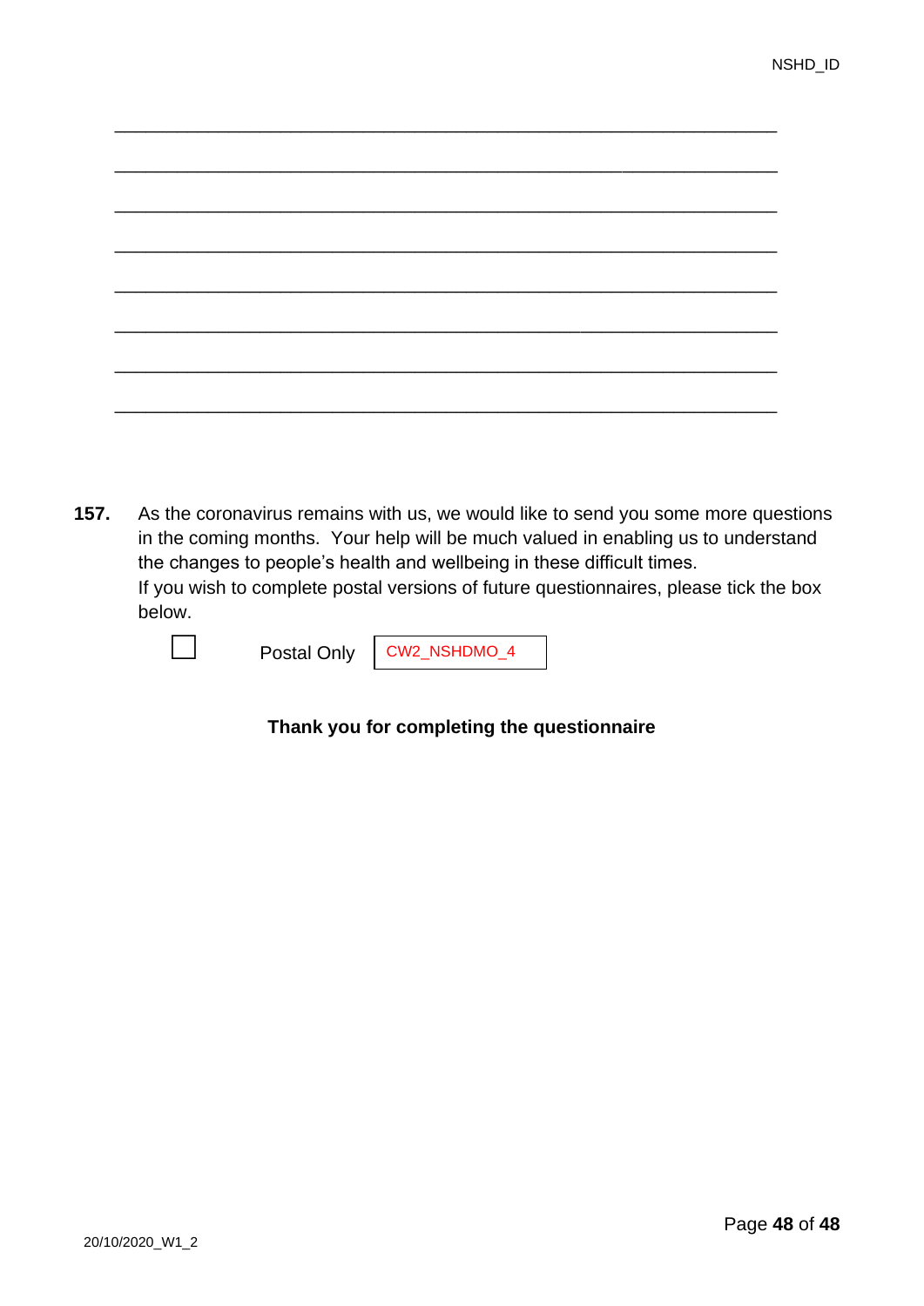_______________________________________________________________________________

_______________________________________________________________________________

_______________________________________________________________________________

_______________________________________________________________________________

_______________________________________________________________________________

_______________________________________________________________________________

_______________________________________________________________________________

_______________________________________________________________________________

**157.** As the coronavirus remains with us, we would like to send you some more questions in the coming months. Your help will be much valued in enabling us to understand the changes to people's health and wellbeing in these difficult times.
If you wish to complete postal versions of future questionnaires, please tick the box below.

☐ Postal Only CW2_NSHDMO_4

**Thank you for completing the questionnaire**

20/10/2020_W1_2